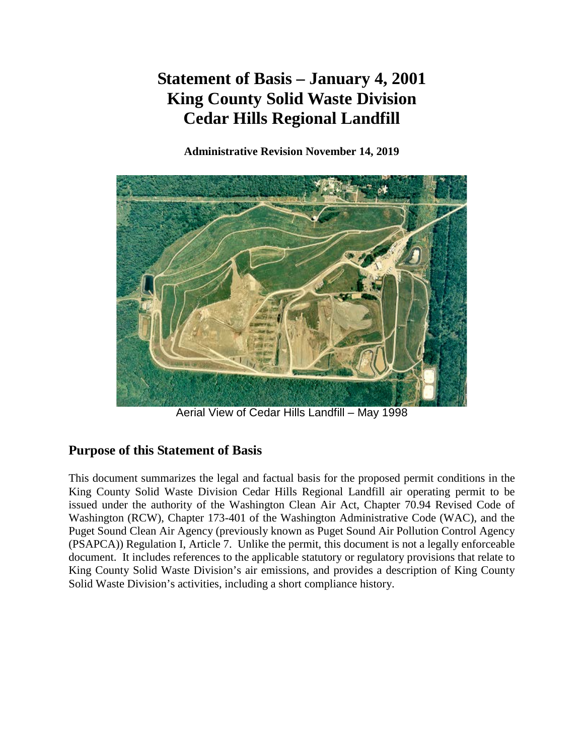# Statement of Basis – January 4, 2001
# King County Solid Waste Division
# Cedar Hills Regional Landfill

**Administrative Revision November 14, 2019**

Aerial View of Cedar Hills Landfill – May 1998

## Purpose of this Statement of Basis

This document summarizes the legal and factual basis for the proposed permit conditions in the King County Solid Waste Division Cedar Hills Regional Landfill air operating permit to be issued under the authority of the Washington Clean Air Act, Chapter 70.94 Revised Code of Washington (RCW), Chapter 173-401 of the Washington Administrative Code (WAC), and the Puget Sound Clean Air Agency (previously known as Puget Sound Air Pollution Control Agency (PSAPCA)) Regulation I, Article 7. Unlike the permit, this document is not a legally enforceable document. It includes references to the applicable statutory or regulatory provisions that relate to King County Solid Waste Division's air emissions, and provides a description of King County Solid Waste Division's activities, including a short compliance history.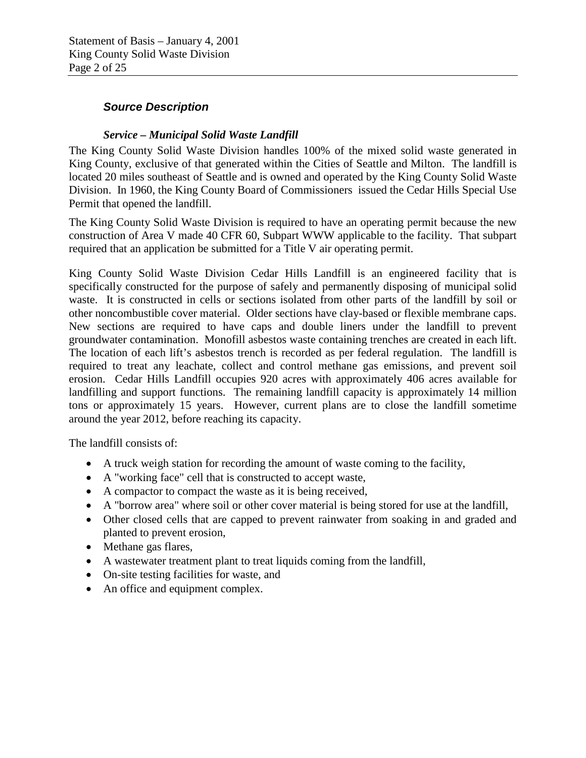## *Source Description*

### *Service – Municipal Solid Waste Landfill*

The King County Solid Waste Division handles 100% of the mixed solid waste generated in King County, exclusive of that generated within the Cities of Seattle and Milton. The landfill is located 20 miles southeast of Seattle and is owned and operated by the King County Solid Waste Division. In 1960, the King County Board of Commissioners issued the Cedar Hills Special Use Permit that opened the landfill.

The King County Solid Waste Division is required to have an operating permit because the new construction of Area V made 40 CFR 60, Subpart WWW applicable to the facility. That subpart required that an application be submitted for a Title V air operating permit.

King County Solid Waste Division Cedar Hills Landfill is an engineered facility that is specifically constructed for the purpose of safely and permanently disposing of municipal solid waste. It is constructed in cells or sections isolated from other parts of the landfill by soil or other noncombustible cover material. Older sections have clay-based or flexible membrane caps. New sections are required to have caps and double liners under the landfill to prevent groundwater contamination. Monofill asbestos waste containing trenches are created in each lift. The location of each lift's asbestos trench is recorded as per federal regulation. The landfill is required to treat any leachate, collect and control methane gas emissions, and prevent soil erosion. Cedar Hills Landfill occupies 920 acres with approximately 406 acres available for landfilling and support functions. The remaining landfill capacity is approximately 14 million tons or approximately 15 years. However, current plans are to close the landfill sometime around the year 2012, before reaching its capacity.

The landfill consists of:

- A truck weigh station for recording the amount of waste coming to the facility,
- A "working face" cell that is constructed to accept waste,
- A compactor to compact the waste as it is being received,
- A "borrow area" where soil or other cover material is being stored for use at the landfill,
- Other closed cells that are capped to prevent rainwater from soaking in and graded and planted to prevent erosion,
- Methane gas flares,
- A wastewater treatment plant to treat liquids coming from the landfill,
- On-site testing facilities for waste, and
- An office and equipment complex.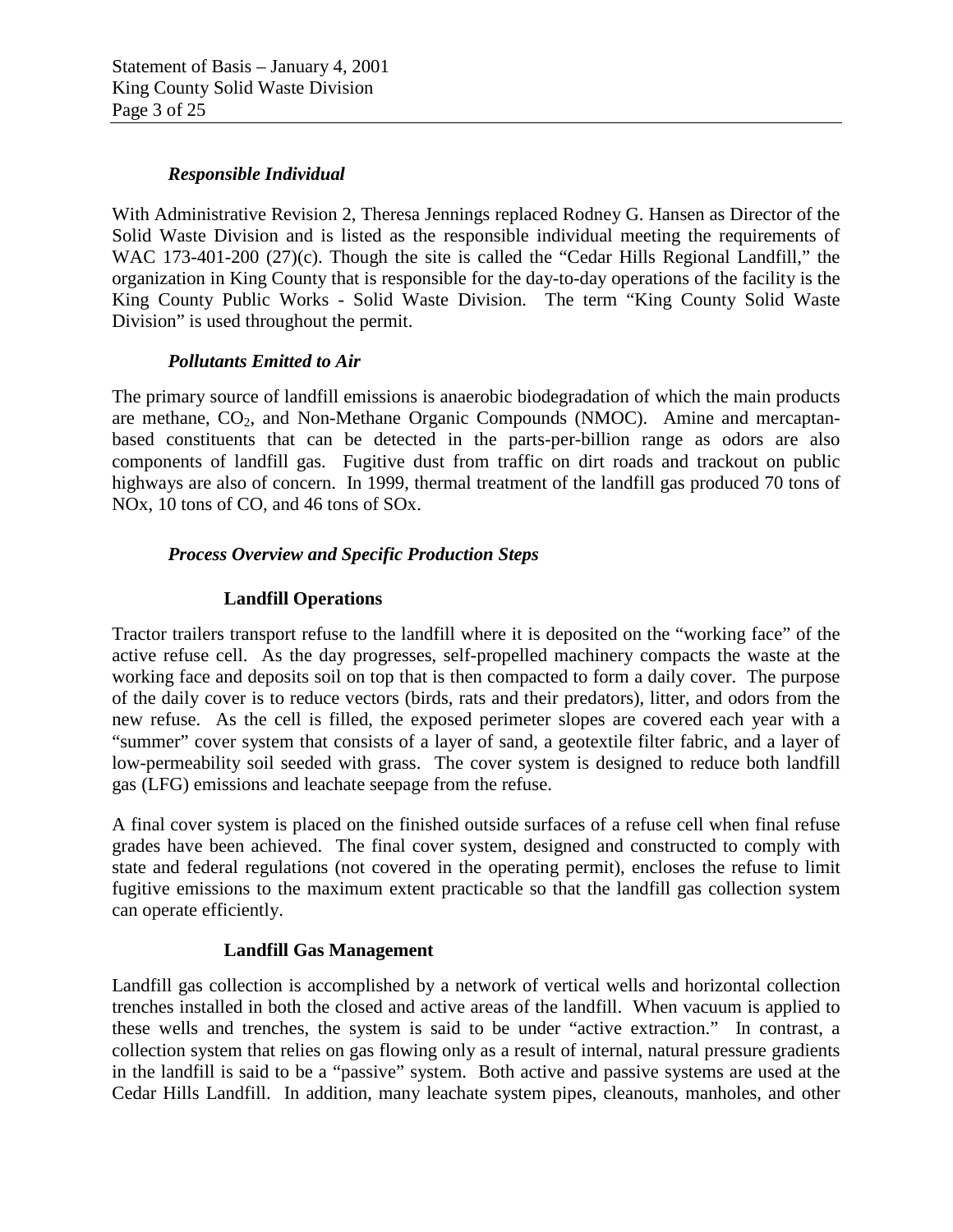### *Responsible Individual*

With Administrative Revision 2, Theresa Jennings replaced Rodney G. Hansen as Director of the Solid Waste Division and is listed as the responsible individual meeting the requirements of WAC 173-401-200 (27)(c). Though the site is called the "Cedar Hills Regional Landfill," the organization in King County that is responsible for the day-to-day operations of the facility is the King County Public Works - Solid Waste Division. The term "King County Solid Waste Division" is used throughout the permit.

### *Pollutants Emitted to Air*

The primary source of landfill emissions is anaerobic biodegradation of which the main products are methane, $CO_2$, and Non-Methane Organic Compounds (NMOC). Amine and mercaptan-based constituents that can be detected in the parts-per-billion range as odors are also components of landfill gas. Fugitive dust from traffic on dirt roads and trackout on public highways are also of concern. In 1999, thermal treatment of the landfill gas produced 70 tons of NOx, 10 tons of CO, and 46 tons of SOx.

### *Process Overview and Specific Production Steps*

#### **Landfill Operations**

Tractor trailers transport refuse to the landfill where it is deposited on the "working face" of the active refuse cell. As the day progresses, self-propelled machinery compacts the waste at the working face and deposits soil on top that is then compacted to form a daily cover. The purpose of the daily cover is to reduce vectors (birds, rats and their predators), litter, and odors from the new refuse. As the cell is filled, the exposed perimeter slopes are covered each year with a "summer" cover system that consists of a layer of sand, a geotextile filter fabric, and a layer of low-permeability soil seeded with grass. The cover system is designed to reduce both landfill gas (LFG) emissions and leachate seepage from the refuse.

A final cover system is placed on the finished outside surfaces of a refuse cell when final refuse grades have been achieved. The final cover system, designed and constructed to comply with state and federal regulations (not covered in the operating permit), encloses the refuse to limit fugitive emissions to the maximum extent practicable so that the landfill gas collection system can operate efficiently.

#### **Landfill Gas Management**

Landfill gas collection is accomplished by a network of vertical wells and horizontal collection trenches installed in both the closed and active areas of the landfill. When vacuum is applied to these wells and trenches, the system is said to be under "active extraction." In contrast, a collection system that relies on gas flowing only as a result of internal, natural pressure gradients in the landfill is said to be a "passive" system. Both active and passive systems are used at the Cedar Hills Landfill. In addition, many leachate system pipes, cleanouts, manholes, and other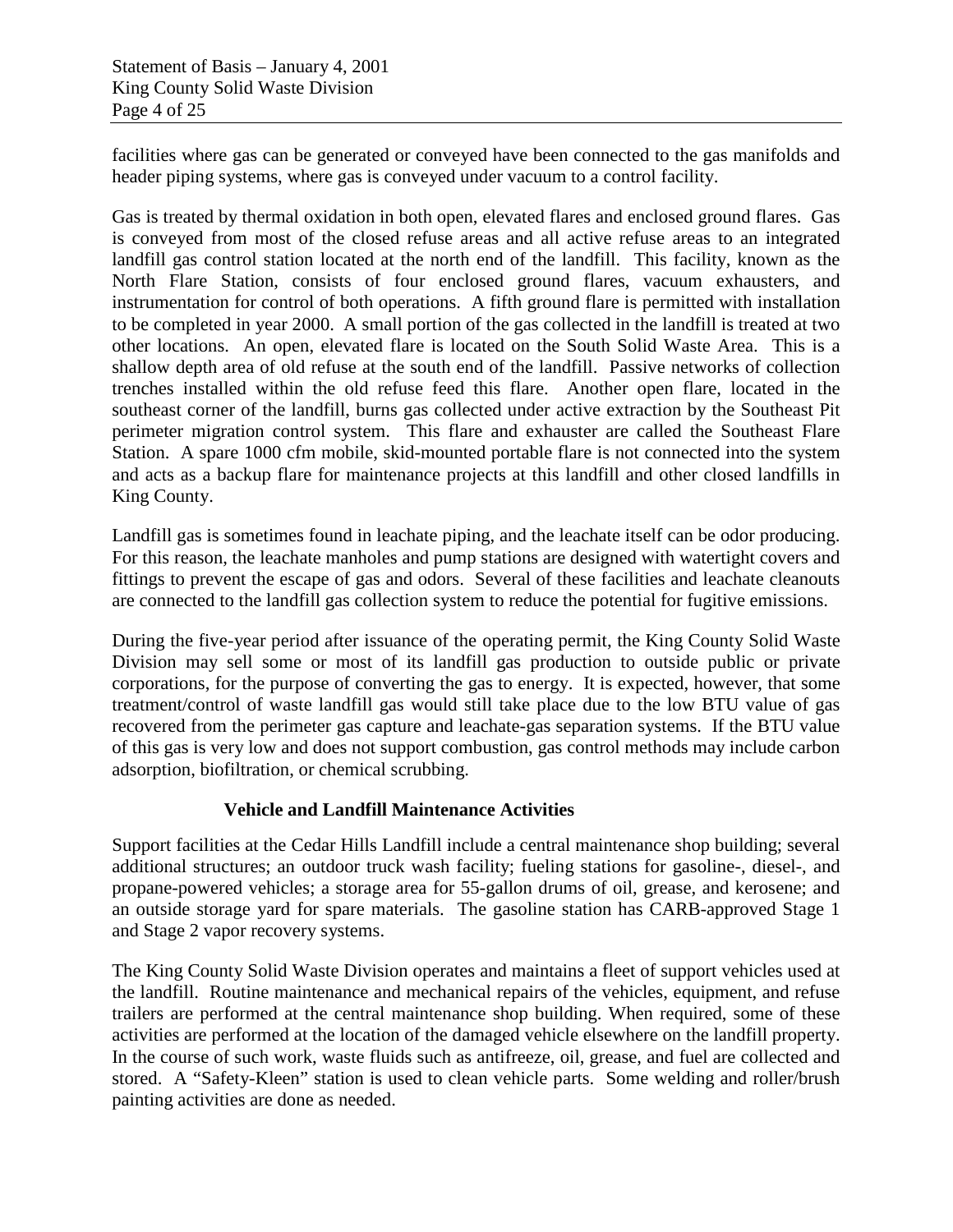facilities where gas can be generated or conveyed have been connected to the gas manifolds and header piping systems, where gas is conveyed under vacuum to a control facility.

Gas is treated by thermal oxidation in both open, elevated flares and enclosed ground flares. Gas is conveyed from most of the closed refuse areas and all active refuse areas to an integrated landfill gas control station located at the north end of the landfill. This facility, known as the North Flare Station, consists of four enclosed ground flares, vacuum exhausters, and instrumentation for control of both operations. A fifth ground flare is permitted with installation to be completed in year 2000. A small portion of the gas collected in the landfill is treated at two other locations. An open, elevated flare is located on the South Solid Waste Area. This is a shallow depth area of old refuse at the south end of the landfill. Passive networks of collection trenches installed within the old refuse feed this flare. Another open flare, located in the southeast corner of the landfill, burns gas collected under active extraction by the Southeast Pit perimeter migration control system. This flare and exhauster are called the Southeast Flare Station. A spare 1000 cfm mobile, skid-mounted portable flare is not connected into the system and acts as a backup flare for maintenance projects at this landfill and other closed landfills in King County.

Landfill gas is sometimes found in leachate piping, and the leachate itself can be odor producing. For this reason, the leachate manholes and pump stations are designed with watertight covers and fittings to prevent the escape of gas and odors. Several of these facilities and leachate cleanouts are connected to the landfill gas collection system to reduce the potential for fugitive emissions.

During the five-year period after issuance of the operating permit, the King County Solid Waste Division may sell some or most of its landfill gas production to outside public or private corporations, for the purpose of converting the gas to energy. It is expected, however, that some treatment/control of waste landfill gas would still take place due to the low BTU value of gas recovered from the perimeter gas capture and leachate-gas separation systems. If the BTU value of this gas is very low and does not support combustion, gas control methods may include carbon adsorption, biofiltration, or chemical scrubbing.

**Vehicle and Landfill Maintenance Activities**

Support facilities at the Cedar Hills Landfill include a central maintenance shop building; several additional structures; an outdoor truck wash facility; fueling stations for gasoline-, diesel-, and propane-powered vehicles; a storage area for 55-gallon drums of oil, grease, and kerosene; and an outside storage yard for spare materials. The gasoline station has CARB-approved Stage 1 and Stage 2 vapor recovery systems.

The King County Solid Waste Division operates and maintains a fleet of support vehicles used at the landfill. Routine maintenance and mechanical repairs of the vehicles, equipment, and refuse trailers are performed at the central maintenance shop building. When required, some of these activities are performed at the location of the damaged vehicle elsewhere on the landfill property. In the course of such work, waste fluids such as antifreeze, oil, grease, and fuel are collected and stored. A "Safety-Kleen" station is used to clean vehicle parts. Some welding and roller/brush painting activities are done as needed.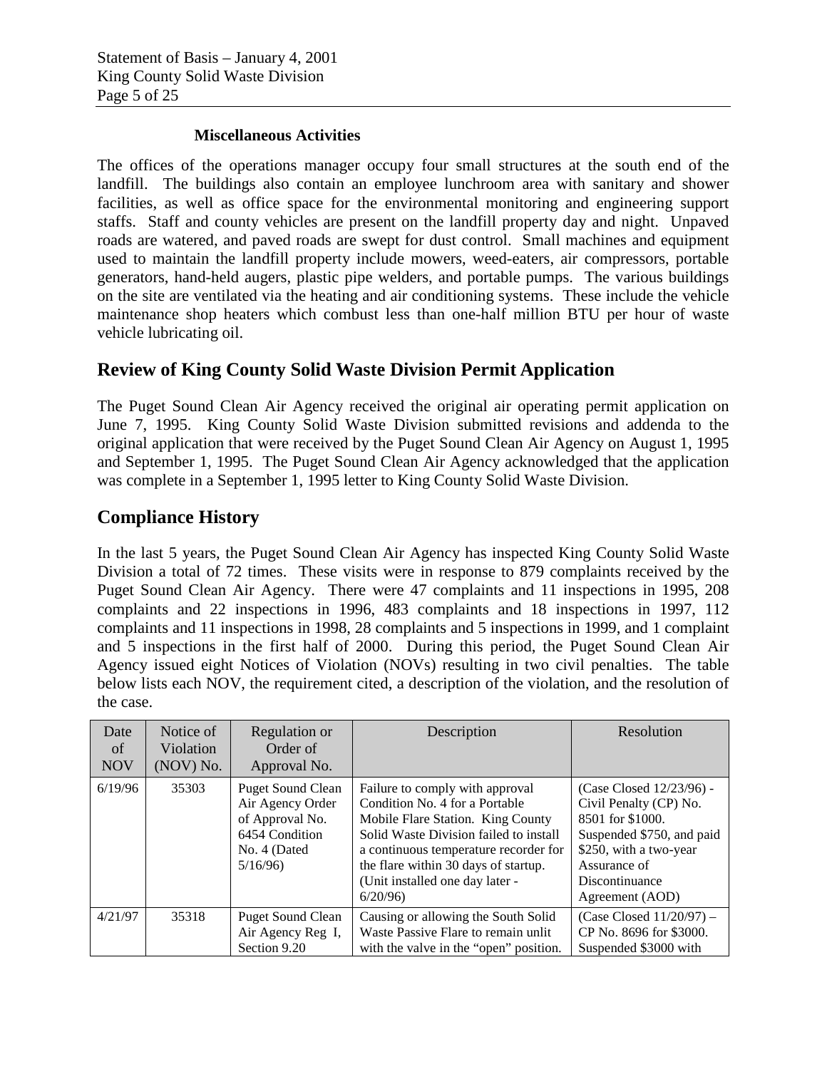### Miscellaneous Activities

The offices of the operations manager occupy four small structures at the south end of the landfill. The buildings also contain an employee lunchroom area with sanitary and shower facilities, as well as office space for the environmental monitoring and engineering support staffs. Staff and county vehicles are present on the landfill property day and night. Unpaved roads are watered, and paved roads are swept for dust control. Small machines and equipment used to maintain the landfill property include mowers, weed-eaters, air compressors, portable generators, hand-held augers, plastic pipe welders, and portable pumps. The various buildings on the site are ventilated via the heating and air conditioning systems. These include the vehicle maintenance shop heaters which combust less than one-half million BTU per hour of waste vehicle lubricating oil.

## Review of King County Solid Waste Division Permit Application

The Puget Sound Clean Air Agency received the original air operating permit application on June 7, 1995. King County Solid Waste Division submitted revisions and addenda to the original application that were received by the Puget Sound Clean Air Agency on August 1, 1995 and September 1, 1995. The Puget Sound Clean Air Agency acknowledged that the application was complete in a September 1, 1995 letter to King County Solid Waste Division.

## Compliance History

In the last 5 years, the Puget Sound Clean Air Agency has inspected King County Solid Waste Division a total of 72 times. These visits were in response to 879 complaints received by the Puget Sound Clean Air Agency. There were 47 complaints and 11 inspections in 1995, 208 complaints and 22 inspections in 1996, 483 complaints and 18 inspections in 1997, 112 complaints and 11 inspections in 1998, 28 complaints and 5 inspections in 1999, and 1 complaint and 5 inspections in the first half of 2000. During this period, the Puget Sound Clean Air Agency issued eight Notices of Violation (NOVs) resulting in two civil penalties. The table below lists each NOV, the requirement cited, a description of the violation, and the resolution of the case.

| Date of NOV | Notice of Violation (NOV) No. | Regulation or Order of Approval No. | Description | Resolution |
|---|---|---|---|---|
| 6/19/96 | 35303 | Puget Sound Clean Air Agency Order of Approval No. 6454 Condition No. 4 (Dated 5/16/96) | Failure to comply with approval Condition No. 4 for a Portable Mobile Flare Station. King County Solid Waste Division failed to install a continuous temperature recorder for the flare within 30 days of startup. (Unit installed one day later - 6/20/96) | (Case Closed 12/23/96) - Civil Penalty (CP) No. 8501 for $1000. Suspended $750, and paid $250, with a two-year Assurance of Discontinuance Agreement (AOD) |
| 4/21/97 | 35318 | Puget Sound Clean Air Agency Reg I, Section 9.20 | Causing or allowing the South Solid Waste Passive Flare to remain unlit with the valve in the "open" position. | (Case Closed 11/20/97) – CP No. 8696 for $3000. Suspended $3000 with |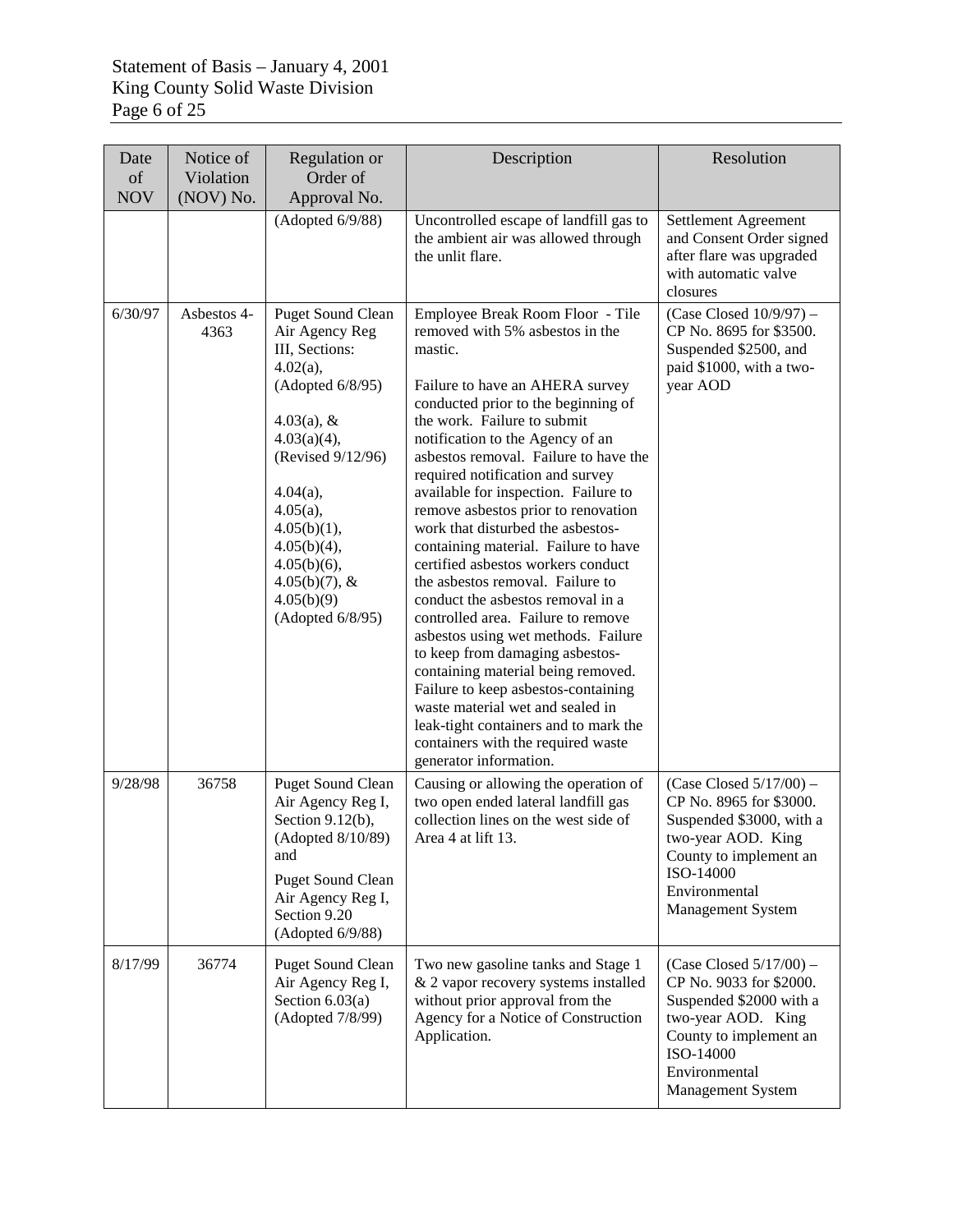| Date of NOV | Notice of Violation (NOV) No. | Regulation or Order of Approval No. | Description | Resolution |
|---|---|---|---|---|
| | | (Adopted 6/9/88) | Uncontrolled escape of landfill gas to the ambient air was allowed through the unlit flare. | Settlement Agreement and Consent Order signed after flare was upgraded with automatic valve closures |
| 6/30/97 | Asbestos 4-4363 | Puget Sound Clean Air Agency Reg III, Sections: 4.02(a), (Adopted 6/8/95) 4.03(a), & 4.03(a)(4), (Revised 9/12/96) 4.04(a), 4.05(a), 4.05(b)(1), 4.05(b)(4), 4.05(b)(6), 4.05(b)(7), & 4.05(b)(9) (Adopted 6/8/95) | Employee Break Room Floor - Tile removed with 5% asbestos in the mastic. Failure to have an AHERA survey conducted prior to the beginning of the work. Failure to submit notification to the Agency of an asbestos removal. Failure to have the required notification and survey available for inspection. Failure to remove asbestos prior to renovation work that disturbed the asbestos-containing material. Failure to have certified asbestos workers conduct the asbestos removal. Failure to conduct the asbestos removal in a controlled area. Failure to remove asbestos using wet methods. Failure to keep from damaging asbestos-containing material being removed. Failure to keep asbestos-containing waste material wet and sealed in leak-tight containers and to mark the containers with the required waste generator information. | (Case Closed 10/9/97) – CP No. 8695 for $3500. Suspended $2500, and paid $1000, with a two-year AOD |
| 9/28/98 | 36758 | Puget Sound Clean Air Agency Reg I, Section 9.12(b), (Adopted 8/10/89) and Puget Sound Clean Air Agency Reg I, Section 9.20 (Adopted 6/9/88) | Causing or allowing the operation of two open ended lateral landfill gas collection lines on the west side of Area 4 at lift 13. | (Case Closed 5/17/00) – CP No. 8965 for $3000. Suspended $3000, with a two-year AOD. King County to implement an ISO-14000 Environmental Management System |
| 8/17/99 | 36774 | Puget Sound Clean Air Agency Reg I, Section 6.03(a) (Adopted 7/8/99) | Two new gasoline tanks and Stage 1 & 2 vapor recovery systems installed without prior approval from the Agency for a Notice of Construction Application. | (Case Closed 5/17/00) – CP No. 9033 for $2000. Suspended $2000 with a two-year AOD. King County to implement an ISO-14000 Environmental Management System |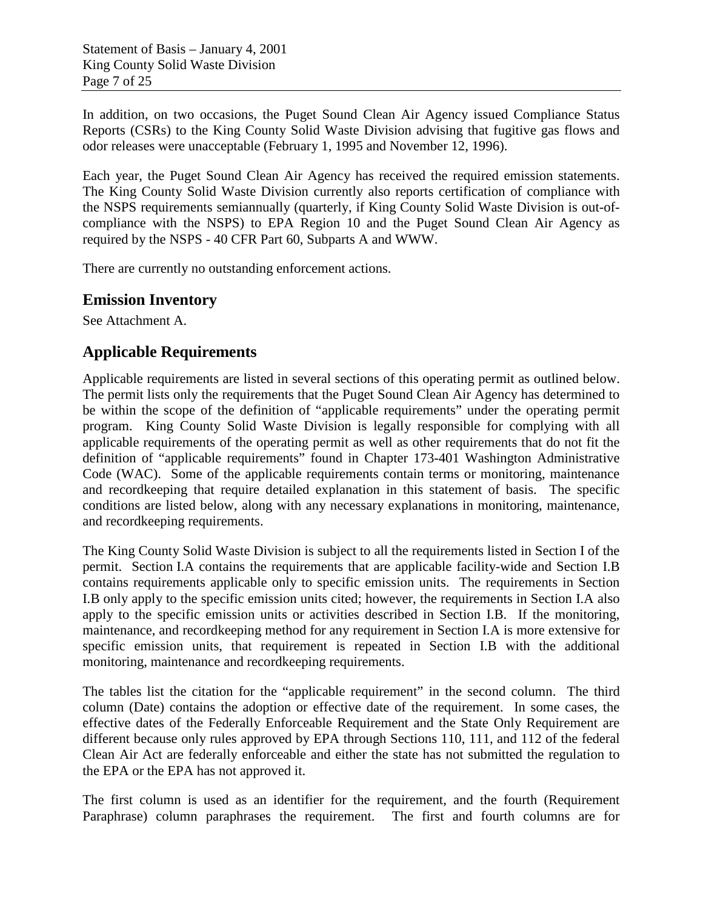In addition, on two occasions, the Puget Sound Clean Air Agency issued Compliance Status Reports (CSRs) to the King County Solid Waste Division advising that fugitive gas flows and odor releases were unacceptable (February 1, 1995 and November 12, 1996).

Each year, the Puget Sound Clean Air Agency has received the required emission statements. The King County Solid Waste Division currently also reports certification of compliance with the NSPS requirements semiannually (quarterly, if King County Solid Waste Division is out-of-compliance with the NSPS) to EPA Region 10 and the Puget Sound Clean Air Agency as required by the NSPS - 40 CFR Part 60, Subparts A and WWW.

There are currently no outstanding enforcement actions.

## Emission Inventory

See Attachment A.

## Applicable Requirements

Applicable requirements are listed in several sections of this operating permit as outlined below. The permit lists only the requirements that the Puget Sound Clean Air Agency has determined to be within the scope of the definition of "applicable requirements" under the operating permit program. King County Solid Waste Division is legally responsible for complying with all applicable requirements of the operating permit as well as other requirements that do not fit the definition of "applicable requirements" found in Chapter 173-401 Washington Administrative Code (WAC). Some of the applicable requirements contain terms or monitoring, maintenance and recordkeeping that require detailed explanation in this statement of basis. The specific conditions are listed below, along with any necessary explanations in monitoring, maintenance, and recordkeeping requirements.

The King County Solid Waste Division is subject to all the requirements listed in Section I of the permit. Section I.A contains the requirements that are applicable facility-wide and Section I.B contains requirements applicable only to specific emission units. The requirements in Section I.B only apply to the specific emission units cited; however, the requirements in Section I.A also apply to the specific emission units or activities described in Section I.B. If the monitoring, maintenance, and recordkeeping method for any requirement in Section I.A is more extensive for specific emission units, that requirement is repeated in Section I.B with the additional monitoring, maintenance and recordkeeping requirements.

The tables list the citation for the "applicable requirement" in the second column. The third column (Date) contains the adoption or effective date of the requirement. In some cases, the effective dates of the Federally Enforceable Requirement and the State Only Requirement are different because only rules approved by EPA through Sections 110, 111, and 112 of the federal Clean Air Act are federally enforceable and either the state has not submitted the regulation to the EPA or the EPA has not approved it.

The first column is used as an identifier for the requirement, and the fourth (Requirement Paraphrase) column paraphrases the requirement. The first and fourth columns are for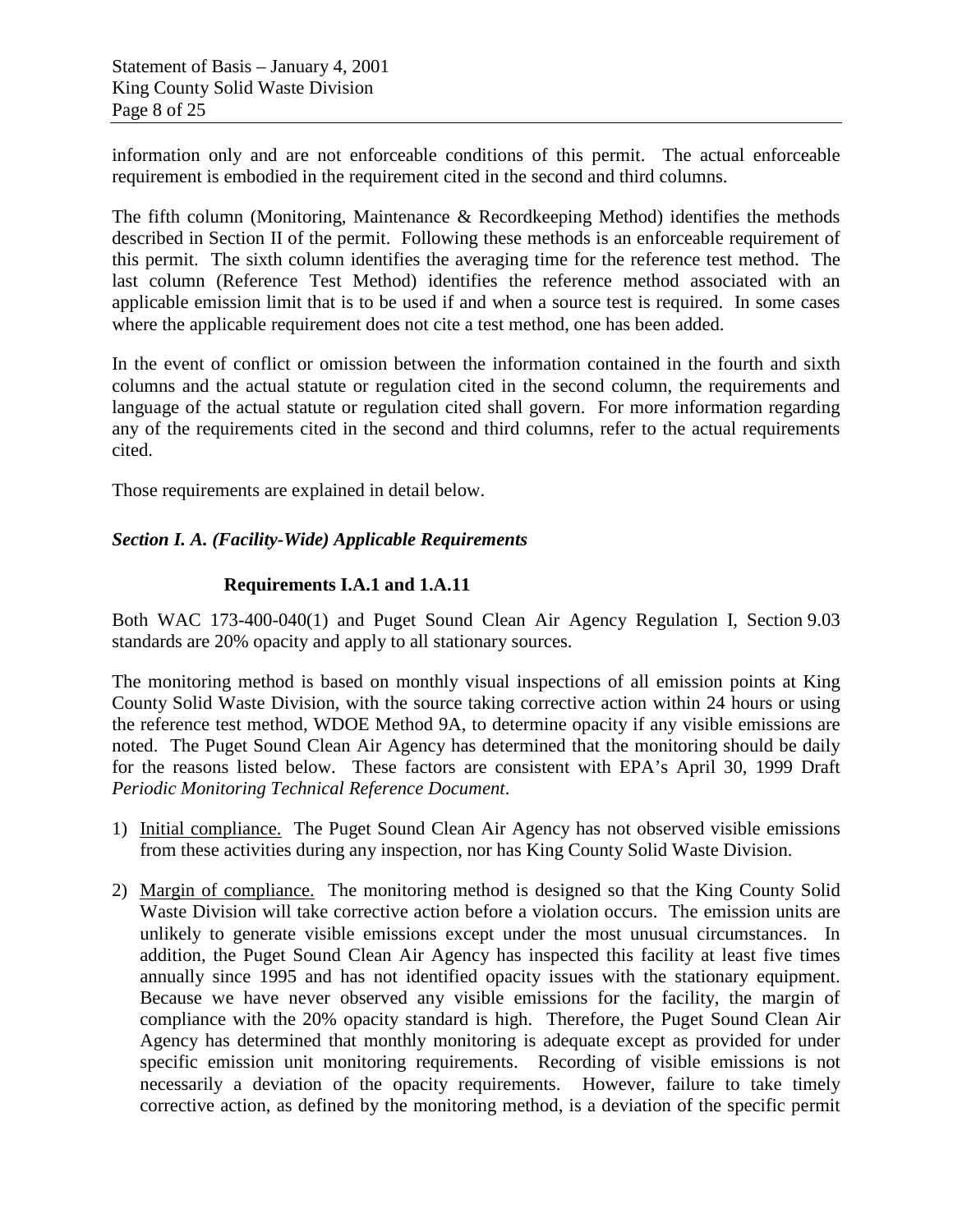information only and are not enforceable conditions of this permit. The actual enforceable requirement is embodied in the requirement cited in the second and third columns.

The fifth column (Monitoring, Maintenance & Recordkeeping Method) identifies the methods described in Section II of the permit. Following these methods is an enforceable requirement of this permit. The sixth column identifies the averaging time for the reference test method. The last column (Reference Test Method) identifies the reference method associated with an applicable emission limit that is to be used if and when a source test is required. In some cases where the applicable requirement does not cite a test method, one has been added.

In the event of conflict or omission between the information contained in the fourth and sixth columns and the actual statute or regulation cited in the second column, the requirements and language of the actual statute or regulation cited shall govern. For more information regarding any of the requirements cited in the second and third columns, refer to the actual requirements cited.

Those requirements are explained in detail below.

### *Section I. A. (Facility-Wide) Applicable Requirements*

#### Requirements I.A.1 and 1.A.11

Both WAC 173-400-040(1) and Puget Sound Clean Air Agency Regulation I, Section 9.03 standards are 20% opacity and apply to all stationary sources.

The monitoring method is based on monthly visual inspections of all emission points at King County Solid Waste Division, with the source taking corrective action within 24 hours or using the reference test method, WDOE Method 9A, to determine opacity if any visible emissions are noted. The Puget Sound Clean Air Agency has determined that the monitoring should be daily for the reasons listed below. These factors are consistent with EPA's April 30, 1999 Draft *Periodic Monitoring Technical Reference Document*.

1) Initial compliance. The Puget Sound Clean Air Agency has not observed visible emissions from these activities during any inspection, nor has King County Solid Waste Division.

2) Margin of compliance. The monitoring method is designed so that the King County Solid Waste Division will take corrective action before a violation occurs. The emission units are unlikely to generate visible emissions except under the most unusual circumstances. In addition, the Puget Sound Clean Air Agency has inspected this facility at least five times annually since 1995 and has not identified opacity issues with the stationary equipment. Because we have never observed any visible emissions for the facility, the margin of compliance with the 20% opacity standard is high. Therefore, the Puget Sound Clean Air Agency has determined that monthly monitoring is adequate except as provided for under specific emission unit monitoring requirements. Recording of visible emissions is not necessarily a deviation of the opacity requirements. However, failure to take timely corrective action, as defined by the monitoring method, is a deviation of the specific permit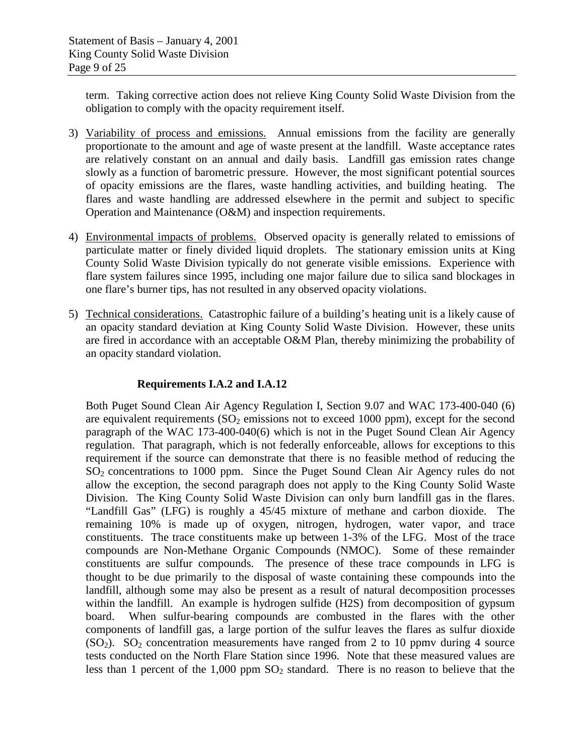term. Taking corrective action does not relieve King County Solid Waste Division from the obligation to comply with the opacity requirement itself.

3) Variability of process and emissions. Annual emissions from the facility are generally proportionate to the amount and age of waste present at the landfill. Waste acceptance rates are relatively constant on an annual and daily basis. Landfill gas emission rates change slowly as a function of barometric pressure. However, the most significant potential sources of opacity emissions are the flares, waste handling activities, and building heating. The flares and waste handling are addressed elsewhere in the permit and subject to specific Operation and Maintenance (O&M) and inspection requirements.

4) Environmental impacts of problems. Observed opacity is generally related to emissions of particulate matter or finely divided liquid droplets. The stationary emission units at King County Solid Waste Division typically do not generate visible emissions. Experience with flare system failures since 1995, including one major failure due to silica sand blockages in one flare's burner tips, has not resulted in any observed opacity violations.

5) Technical considerations. Catastrophic failure of a building's heating unit is a likely cause of an opacity standard deviation at King County Solid Waste Division. However, these units are fired in accordance with an acceptable O&M Plan, thereby minimizing the probability of an opacity standard violation.

**Requirements I.A.2 and I.A.12**

Both Puget Sound Clean Air Agency Regulation I, Section 9.07 and WAC 173-400-040 (6) are equivalent requirements ($SO_2$ emissions not to exceed 1000 ppm), except for the second paragraph of the WAC 173-400-040(6) which is not in the Puget Sound Clean Air Agency regulation. That paragraph, which is not federally enforceable, allows for exceptions to this requirement if the source can demonstrate that there is no feasible method of reducing the $SO_2$ concentrations to 1000 ppm. Since the Puget Sound Clean Air Agency rules do not allow the exception, the second paragraph does not apply to the King County Solid Waste Division. The King County Solid Waste Division can only burn landfill gas in the flares. "Landfill Gas" (LFG) is roughly a 45/45 mixture of methane and carbon dioxide. The remaining 10% is made up of oxygen, nitrogen, hydrogen, water vapor, and trace constituents. The trace constituents make up between 1-3% of the LFG. Most of the trace compounds are Non-Methane Organic Compounds (NMOC). Some of these remainder constituents are sulfur compounds. The presence of these trace compounds in LFG is thought to be due primarily to the disposal of waste containing these compounds into the landfill, although some may also be present as a result of natural decomposition processes within the landfill. An example is hydrogen sulfide (H2S) from decomposition of gypsum board. When sulfur-bearing compounds are combusted in the flares with the other components of landfill gas, a large portion of the sulfur leaves the flares as sulfur dioxide ($SO_2$). $SO_2$ concentration measurements have ranged from 2 to 10 ppmv during 4 source tests conducted on the North Flare Station since 1996. Note that these measured values are less than 1 percent of the 1,000 ppm $SO_2$ standard. There is no reason to believe that the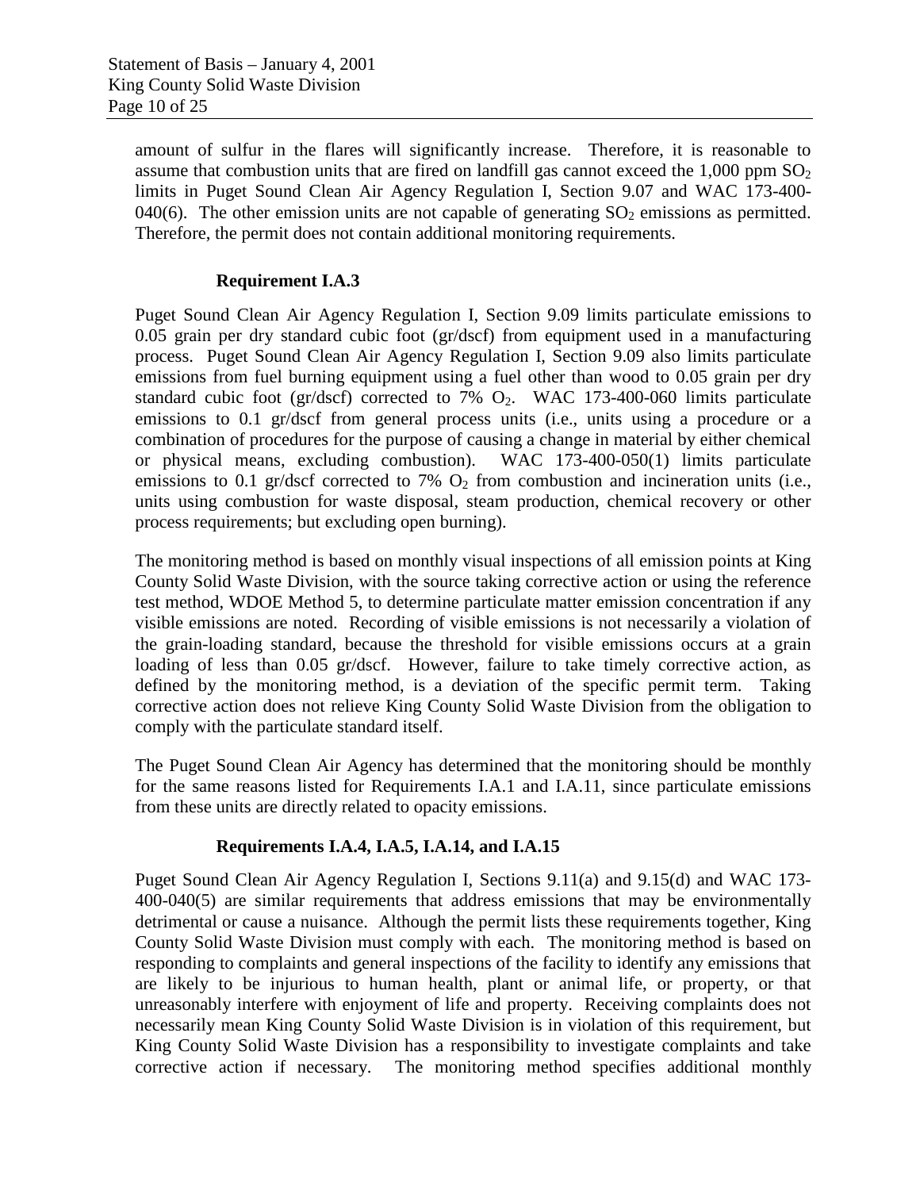amount of sulfur in the flares will significantly increase. Therefore, it is reasonable to assume that combustion units that are fired on landfill gas cannot exceed the 1,000 ppm $SO_2$ limits in Puget Sound Clean Air Agency Regulation I, Section 9.07 and WAC 173-400-040(6). The other emission units are not capable of generating $SO_2$ emissions as permitted. Therefore, the permit does not contain additional monitoring requirements.

**Requirement I.A.3**

Puget Sound Clean Air Agency Regulation I, Section 9.09 limits particulate emissions to 0.05 grain per dry standard cubic foot (gr/dscf) from equipment used in a manufacturing process. Puget Sound Clean Air Agency Regulation I, Section 9.09 also limits particulate emissions from fuel burning equipment using a fuel other than wood to 0.05 grain per dry standard cubic foot (gr/dscf) corrected to 7% $O_2$. WAC 173-400-060 limits particulate emissions to 0.1 gr/dscf from general process units (i.e., units using a procedure or a combination of procedures for the purpose of causing a change in material by either chemical or physical means, excluding combustion). WAC 173-400-050(1) limits particulate emissions to 0.1 gr/dscf corrected to 7% $O_2$ from combustion and incineration units (i.e., units using combustion for waste disposal, steam production, chemical recovery or other process requirements; but excluding open burning).

The monitoring method is based on monthly visual inspections of all emission points at King County Solid Waste Division, with the source taking corrective action or using the reference test method, WDOE Method 5, to determine particulate matter emission concentration if any visible emissions are noted. Recording of visible emissions is not necessarily a violation of the grain-loading standard, because the threshold for visible emissions occurs at a grain loading of less than 0.05 gr/dscf. However, failure to take timely corrective action, as defined by the monitoring method, is a deviation of the specific permit term. Taking corrective action does not relieve King County Solid Waste Division from the obligation to comply with the particulate standard itself.

The Puget Sound Clean Air Agency has determined that the monitoring should be monthly for the same reasons listed for Requirements I.A.1 and I.A.11, since particulate emissions from these units are directly related to opacity emissions.

**Requirements I.A.4, I.A.5, I.A.14, and I.A.15**

Puget Sound Clean Air Agency Regulation I, Sections 9.11(a) and 9.15(d) and WAC 173-400-040(5) are similar requirements that address emissions that may be environmentally detrimental or cause a nuisance. Although the permit lists these requirements together, King County Solid Waste Division must comply with each. The monitoring method is based on responding to complaints and general inspections of the facility to identify any emissions that are likely to be injurious to human health, plant or animal life, or property, or that unreasonably interfere with enjoyment of life and property. Receiving complaints does not necessarily mean King County Solid Waste Division is in violation of this requirement, but King County Solid Waste Division has a responsibility to investigate complaints and take corrective action if necessary. The monitoring method specifies additional monthly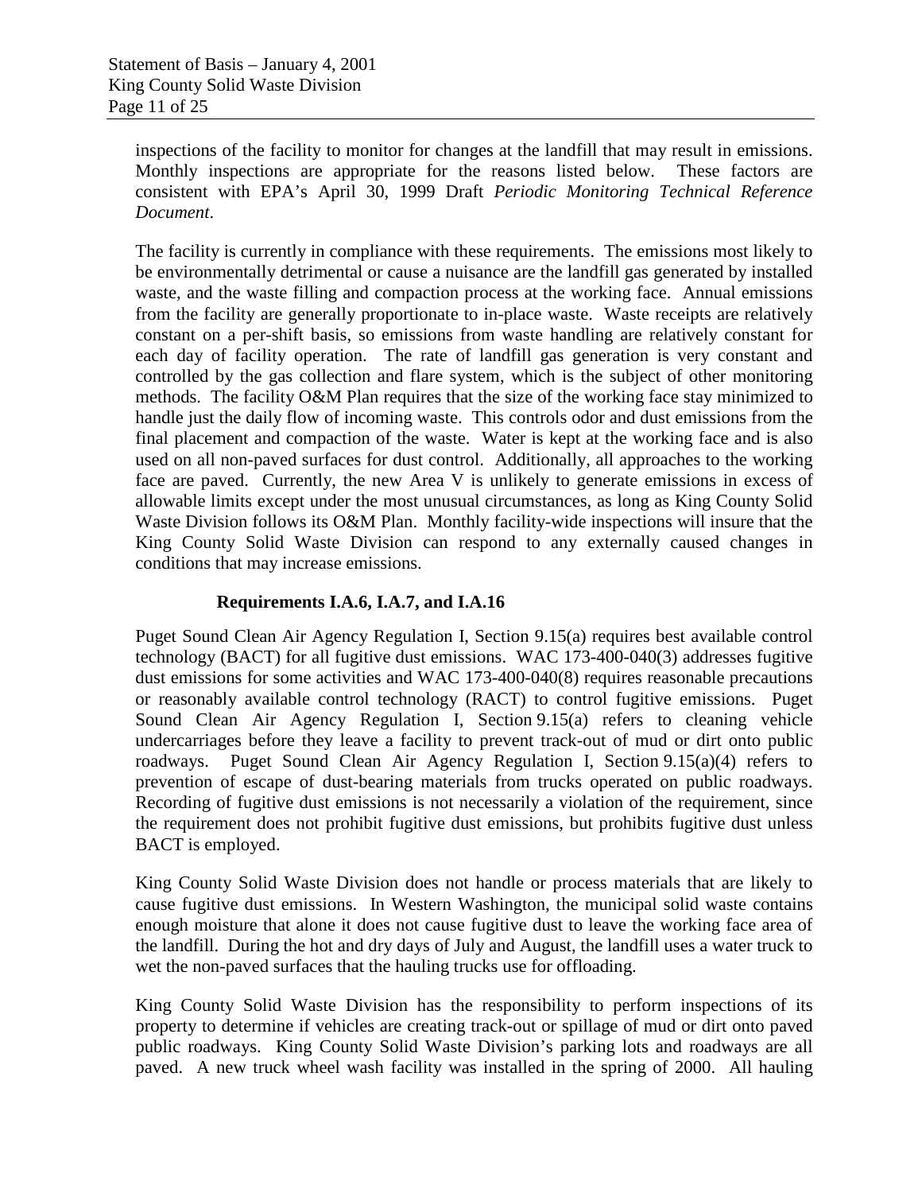inspections of the facility to monitor for changes at the landfill that may result in emissions. Monthly inspections are appropriate for the reasons listed below. These factors are consistent with EPA's April 30, 1999 Draft *Periodic Monitoring Technical Reference Document*.

The facility is currently in compliance with these requirements. The emissions most likely to be environmentally detrimental or cause a nuisance are the landfill gas generated by installed waste, and the waste filling and compaction process at the working face. Annual emissions from the facility are generally proportionate to in-place waste. Waste receipts are relatively constant on a per-shift basis, so emissions from waste handling are relatively constant for each day of facility operation. The rate of landfill gas generation is very constant and controlled by the gas collection and flare system, which is the subject of other monitoring methods. The facility O&M Plan requires that the size of the working face stay minimized to handle just the daily flow of incoming waste. This controls odor and dust emissions from the final placement and compaction of the waste. Water is kept at the working face and is also used on all non-paved surfaces for dust control. Additionally, all approaches to the working face are paved. Currently, the new Area V is unlikely to generate emissions in excess of allowable limits except under the most unusual circumstances, as long as King County Solid Waste Division follows its O&M Plan. Monthly facility-wide inspections will insure that the King County Solid Waste Division can respond to any externally caused changes in conditions that may increase emissions.

**Requirements I.A.6, I.A.7, and I.A.16**

Puget Sound Clean Air Agency Regulation I, Section 9.15(a) requires best available control technology (BACT) for all fugitive dust emissions. WAC 173-400-040(3) addresses fugitive dust emissions for some activities and WAC 173-400-040(8) requires reasonable precautions or reasonably available control technology (RACT) to control fugitive emissions. Puget Sound Clean Air Agency Regulation I, Section 9.15(a) refers to cleaning vehicle undercarriages before they leave a facility to prevent track-out of mud or dirt onto public roadways. Puget Sound Clean Air Agency Regulation I, Section 9.15(a)(4) refers to prevention of escape of dust-bearing materials from trucks operated on public roadways. Recording of fugitive dust emissions is not necessarily a violation of the requirement, since the requirement does not prohibit fugitive dust emissions, but prohibits fugitive dust unless BACT is employed.

King County Solid Waste Division does not handle or process materials that are likely to cause fugitive dust emissions. In Western Washington, the municipal solid waste contains enough moisture that alone it does not cause fugitive dust to leave the working face area of the landfill. During the hot and dry days of July and August, the landfill uses a water truck to wet the non-paved surfaces that the hauling trucks use for offloading.

King County Solid Waste Division has the responsibility to perform inspections of its property to determine if vehicles are creating track-out or spillage of mud or dirt onto paved public roadways. King County Solid Waste Division's parking lots and roadways are all paved. A new truck wheel wash facility was installed in the spring of 2000. All hauling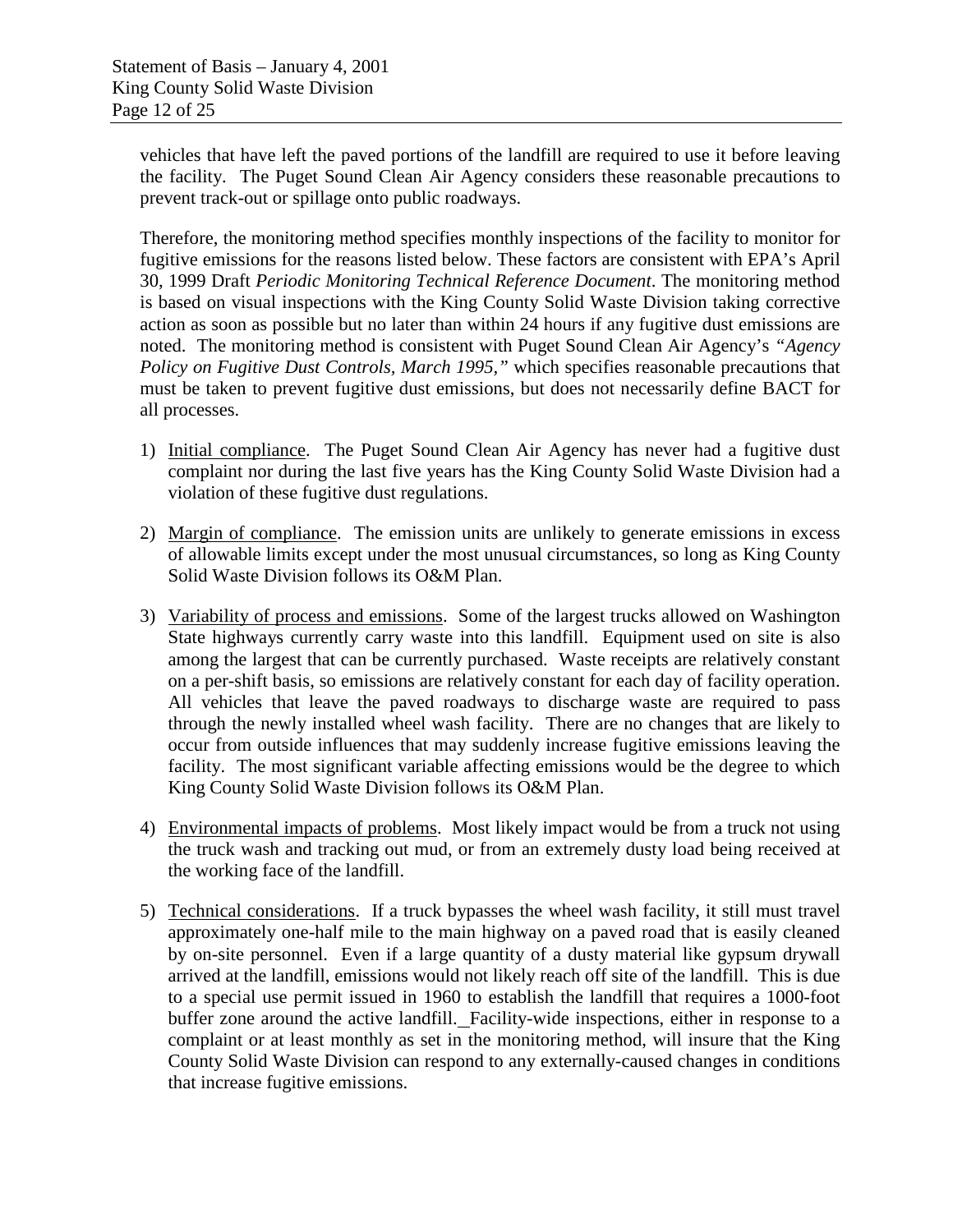vehicles that have left the paved portions of the landfill are required to use it before leaving the facility. The Puget Sound Clean Air Agency considers these reasonable precautions to prevent track-out or spillage onto public roadways.

Therefore, the monitoring method specifies monthly inspections of the facility to monitor for fugitive emissions for the reasons listed below. These factors are consistent with EPA's April 30, 1999 Draft *Periodic Monitoring Technical Reference Document*. The monitoring method is based on visual inspections with the King County Solid Waste Division taking corrective action as soon as possible but no later than within 24 hours if any fugitive dust emissions are noted. The monitoring method is consistent with Puget Sound Clean Air Agency's *"Agency Policy on Fugitive Dust Controls, March 1995,"* which specifies reasonable precautions that must be taken to prevent fugitive dust emissions, but does not necessarily define BACT for all processes.

1) Initial compliance. The Puget Sound Clean Air Agency has never had a fugitive dust complaint nor during the last five years has the King County Solid Waste Division had a violation of these fugitive dust regulations.

2) Margin of compliance. The emission units are unlikely to generate emissions in excess of allowable limits except under the most unusual circumstances, so long as King County Solid Waste Division follows its O&M Plan.

3) Variability of process and emissions. Some of the largest trucks allowed on Washington State highways currently carry waste into this landfill. Equipment used on site is also among the largest that can be currently purchased. Waste receipts are relatively constant on a per-shift basis, so emissions are relatively constant for each day of facility operation. All vehicles that leave the paved roadways to discharge waste are required to pass through the newly installed wheel wash facility. There are no changes that are likely to occur from outside influences that may suddenly increase fugitive emissions leaving the facility. The most significant variable affecting emissions would be the degree to which King County Solid Waste Division follows its O&M Plan.

4) Environmental impacts of problems. Most likely impact would be from a truck not using the truck wash and tracking out mud, or from an extremely dusty load being received at the working face of the landfill.

5) Technical considerations. If a truck bypasses the wheel wash facility, it still must travel approximately one-half mile to the main highway on a paved road that is easily cleaned by on-site personnel. Even if a large quantity of a dusty material like gypsum drywall arrived at the landfill, emissions would not likely reach off site of the landfill. This is due to a special use permit issued in 1960 to establish the landfill that requires a 1000-foot buffer zone around the active landfill. Facility-wide inspections, either in response to a complaint or at least monthly as set in the monitoring method, will insure that the King County Solid Waste Division can respond to any externally-caused changes in conditions that increase fugitive emissions.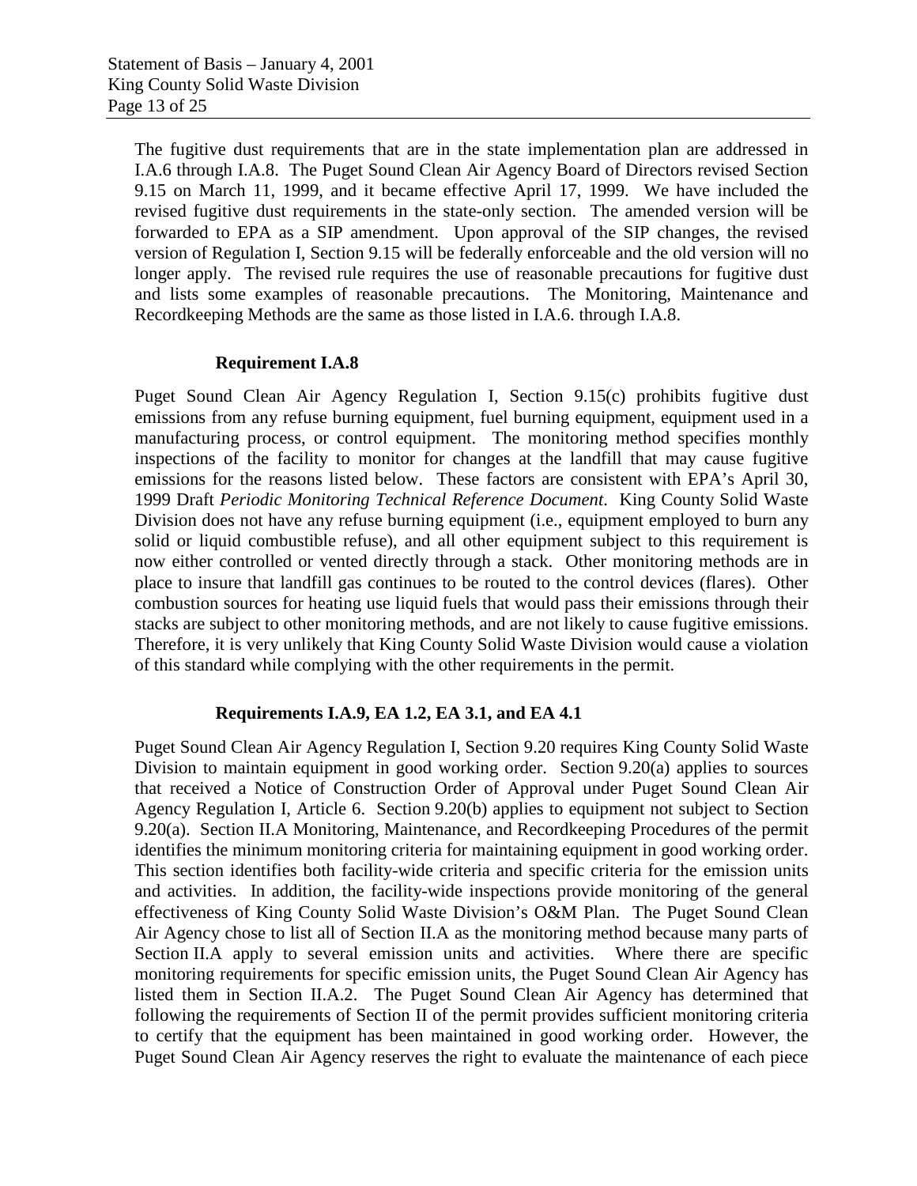The fugitive dust requirements that are in the state implementation plan are addressed in I.A.6 through I.A.8. The Puget Sound Clean Air Agency Board of Directors revised Section 9.15 on March 11, 1999, and it became effective April 17, 1999. We have included the revised fugitive dust requirements in the state-only section. The amended version will be forwarded to EPA as a SIP amendment. Upon approval of the SIP changes, the revised version of Regulation I, Section 9.15 will be federally enforceable and the old version will no longer apply. The revised rule requires the use of reasonable precautions for fugitive dust and lists some examples of reasonable precautions. The Monitoring, Maintenance and Recordkeeping Methods are the same as those listed in I.A.6. through I.A.8.

**Requirement I.A.8**

Puget Sound Clean Air Agency Regulation I, Section 9.15(c) prohibits fugitive dust emissions from any refuse burning equipment, fuel burning equipment, equipment used in a manufacturing process, or control equipment. The monitoring method specifies monthly inspections of the facility to monitor for changes at the landfill that may cause fugitive emissions for the reasons listed below. These factors are consistent with EPA's April 30, 1999 Draft *Periodic Monitoring Technical Reference Document*. King County Solid Waste Division does not have any refuse burning equipment (i.e., equipment employed to burn any solid or liquid combustible refuse), and all other equipment subject to this requirement is now either controlled or vented directly through a stack. Other monitoring methods are in place to insure that landfill gas continues to be routed to the control devices (flares). Other combustion sources for heating use liquid fuels that would pass their emissions through their stacks are subject to other monitoring methods, and are not likely to cause fugitive emissions. Therefore, it is very unlikely that King County Solid Waste Division would cause a violation of this standard while complying with the other requirements in the permit.

**Requirements I.A.9, EA 1.2, EA 3.1, and EA 4.1**

Puget Sound Clean Air Agency Regulation I, Section 9.20 requires King County Solid Waste Division to maintain equipment in good working order. Section 9.20(a) applies to sources that received a Notice of Construction Order of Approval under Puget Sound Clean Air Agency Regulation I, Article 6. Section 9.20(b) applies to equipment not subject to Section 9.20(a). Section II.A Monitoring, Maintenance, and Recordkeeping Procedures of the permit identifies the minimum monitoring criteria for maintaining equipment in good working order. This section identifies both facility-wide criteria and specific criteria for the emission units and activities. In addition, the facility-wide inspections provide monitoring of the general effectiveness of King County Solid Waste Division's O&M Plan. The Puget Sound Clean Air Agency chose to list all of Section II.A as the monitoring method because many parts of Section II.A apply to several emission units and activities. Where there are specific monitoring requirements for specific emission units, the Puget Sound Clean Air Agency has listed them in Section II.A.2. The Puget Sound Clean Air Agency has determined that following the requirements of Section II of the permit provides sufficient monitoring criteria to certify that the equipment has been maintained in good working order. However, the Puget Sound Clean Air Agency reserves the right to evaluate the maintenance of each piece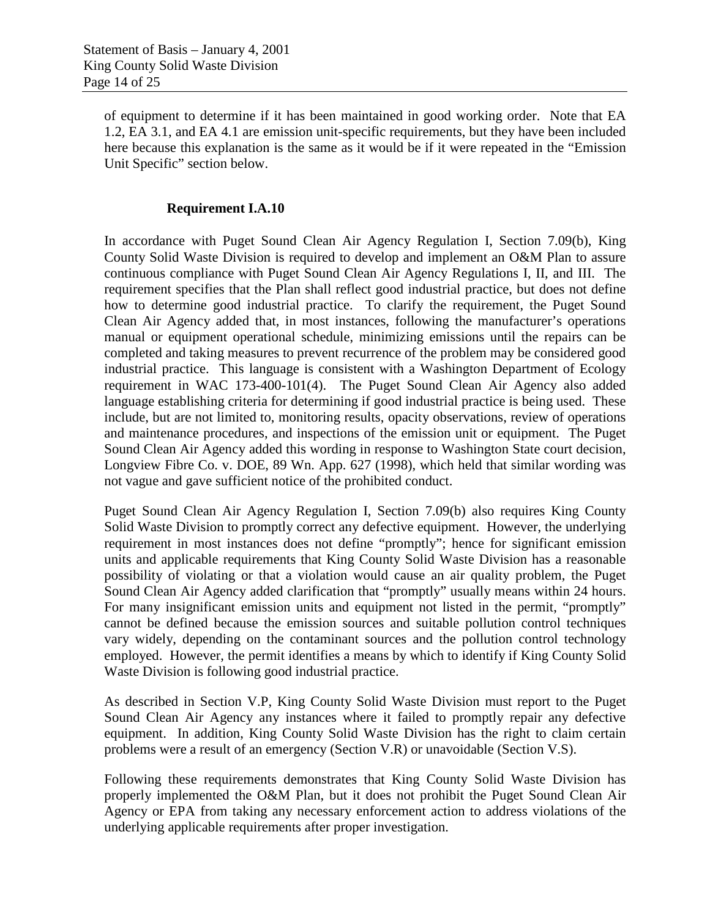of equipment to determine if it has been maintained in good working order. Note that EA 1.2, EA 3.1, and EA 4.1 are emission unit-specific requirements, but they have been included here because this explanation is the same as it would be if it were repeated in the "Emission Unit Specific" section below.

**Requirement I.A.10**

In accordance with Puget Sound Clean Air Agency Regulation I, Section 7.09(b), King County Solid Waste Division is required to develop and implement an O&M Plan to assure continuous compliance with Puget Sound Clean Air Agency Regulations I, II, and III. The requirement specifies that the Plan shall reflect good industrial practice, but does not define how to determine good industrial practice. To clarify the requirement, the Puget Sound Clean Air Agency added that, in most instances, following the manufacturer's operations manual or equipment operational schedule, minimizing emissions until the repairs can be completed and taking measures to prevent recurrence of the problem may be considered good industrial practice. This language is consistent with a Washington Department of Ecology requirement in WAC 173-400-101(4). The Puget Sound Clean Air Agency also added language establishing criteria for determining if good industrial practice is being used. These include, but are not limited to, monitoring results, opacity observations, review of operations and maintenance procedures, and inspections of the emission unit or equipment. The Puget Sound Clean Air Agency added this wording in response to Washington State court decision, Longview Fibre Co. v. DOE, 89 Wn. App. 627 (1998), which held that similar wording was not vague and gave sufficient notice of the prohibited conduct.

Puget Sound Clean Air Agency Regulation I, Section 7.09(b) also requires King County Solid Waste Division to promptly correct any defective equipment. However, the underlying requirement in most instances does not define "promptly"; hence for significant emission units and applicable requirements that King County Solid Waste Division has a reasonable possibility of violating or that a violation would cause an air quality problem, the Puget Sound Clean Air Agency added clarification that "promptly" usually means within 24 hours. For many insignificant emission units and equipment not listed in the permit, "promptly" cannot be defined because the emission sources and suitable pollution control techniques vary widely, depending on the contaminant sources and the pollution control technology employed. However, the permit identifies a means by which to identify if King County Solid Waste Division is following good industrial practice.

As described in Section V.P, King County Solid Waste Division must report to the Puget Sound Clean Air Agency any instances where it failed to promptly repair any defective equipment. In addition, King County Solid Waste Division has the right to claim certain problems were a result of an emergency (Section V.R) or unavoidable (Section V.S).

Following these requirements demonstrates that King County Solid Waste Division has properly implemented the O&M Plan, but it does not prohibit the Puget Sound Clean Air Agency or EPA from taking any necessary enforcement action to address violations of the underlying applicable requirements after proper investigation.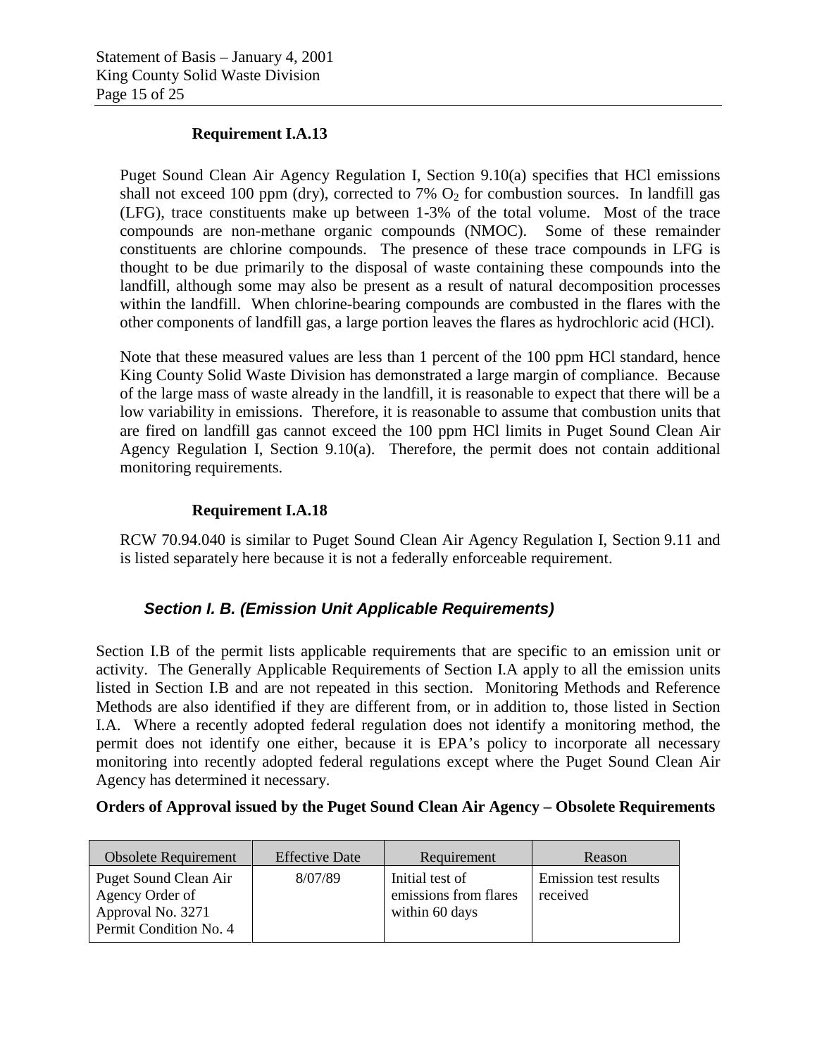**Requirement I.A.13**

Puget Sound Clean Air Agency Regulation I, Section 9.10(a) specifies that HCl emissions shall not exceed 100 ppm (dry), corrected to 7% $O_2$ for combustion sources. In landfill gas (LFG), trace constituents make up between 1-3% of the total volume. Most of the trace compounds are non-methane organic compounds (NMOC). Some of these remainder constituents are chlorine compounds. The presence of these trace compounds in LFG is thought to be due primarily to the disposal of waste containing these compounds into the landfill, although some may also be present as a result of natural decomposition processes within the landfill. When chlorine-bearing compounds are combusted in the flares with the other components of landfill gas, a large portion leaves the flares as hydrochloric acid (HCl).

Note that these measured values are less than 1 percent of the 100 ppm HCl standard, hence King County Solid Waste Division has demonstrated a large margin of compliance. Because of the large mass of waste already in the landfill, it is reasonable to expect that there will be a low variability in emissions. Therefore, it is reasonable to assume that combustion units that are fired on landfill gas cannot exceed the 100 ppm HCl limits in Puget Sound Clean Air Agency Regulation I, Section 9.10(a). Therefore, the permit does not contain additional monitoring requirements.

**Requirement I.A.18**

RCW 70.94.040 is similar to Puget Sound Clean Air Agency Regulation I, Section 9.11 and is listed separately here because it is not a federally enforceable requirement.

### *Section I. B. (Emission Unit Applicable Requirements)*

Section I.B of the permit lists applicable requirements that are specific to an emission unit or activity. The Generally Applicable Requirements of Section I.A apply to all the emission units listed in Section I.B and are not repeated in this section. Monitoring Methods and Reference Methods are also identified if they are different from, or in addition to, those listed in Section I.A. Where a recently adopted federal regulation does not identify a monitoring method, the permit does not identify one either, because it is EPA's policy to incorporate all necessary monitoring into recently adopted federal regulations except where the Puget Sound Clean Air Agency has determined it necessary.

**Orders of Approval issued by the Puget Sound Clean Air Agency – Obsolete Requirements**

| Obsolete Requirement | Effective Date | Requirement | Reason |
|---|---|---|---|
| Puget Sound Clean Air Agency Order of Approval No. 3271 Permit Condition No. 4 | 8/07/89 | Initial test of emissions from flares within 60 days | Emission test results received |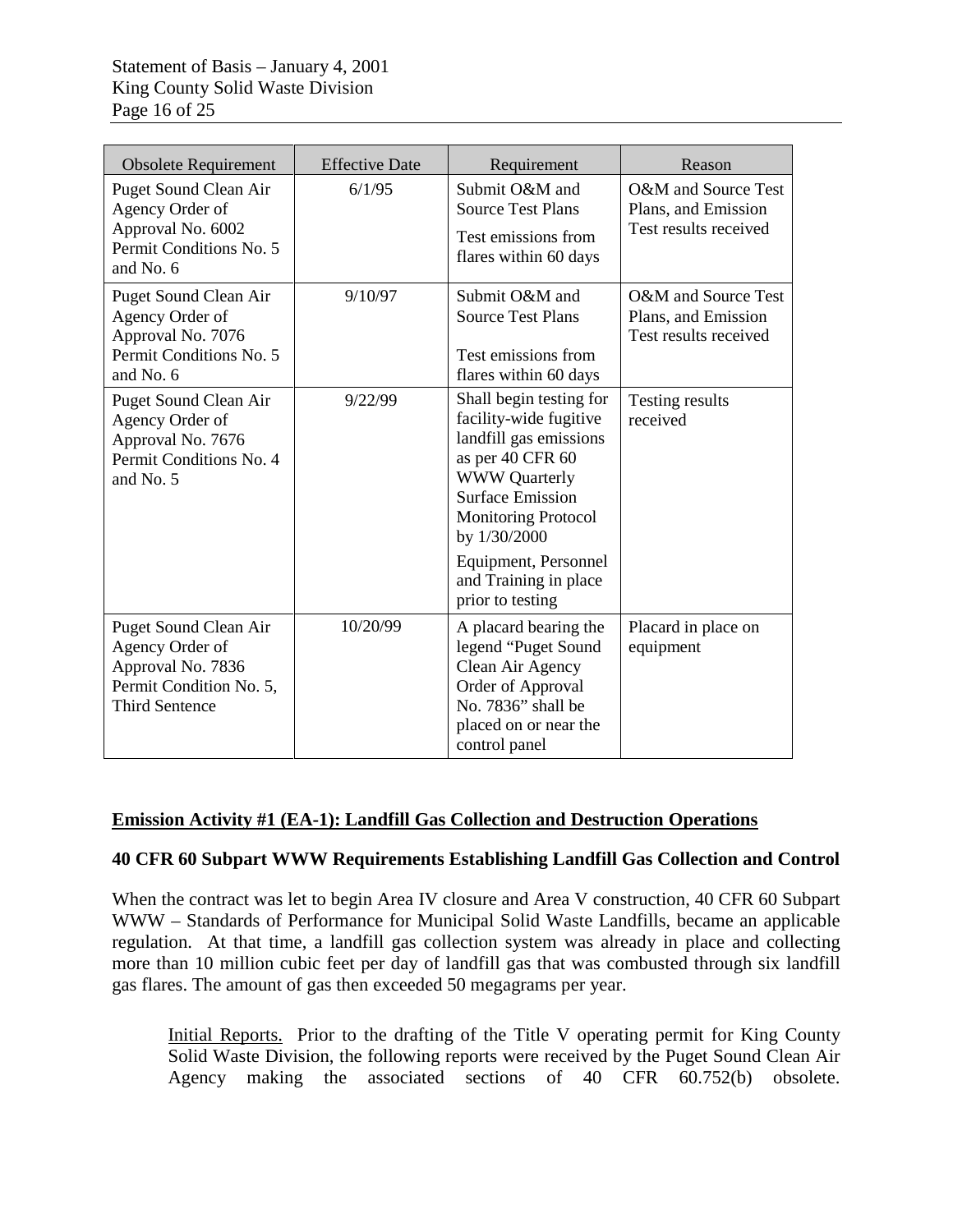| Obsolete Requirement | Effective Date | Requirement | Reason |
|---|---|---|---|
| Puget Sound Clean Air Agency Order of Approval No. 6002 Permit Conditions No. 5 and No. 6 | 6/1/95 | Submit O&M and Source Test Plans<br><br>Test emissions from flares within 60 days | O&M and Source Test Plans, and Emission Test results received |
| Puget Sound Clean Air Agency Order of Approval No. 7076 Permit Conditions No. 5 and No. 6 | 9/10/97 | Submit O&M and Source Test Plans<br><br>Test emissions from flares within 60 days | O&M and Source Test Plans, and Emission Test results received |
| Puget Sound Clean Air Agency Order of Approval No. 7676 Permit Conditions No. 4 and No. 5 | 9/22/99 | Shall begin testing for facility-wide fugitive landfill gas emissions as per 40 CFR 60 WWW Quarterly Surface Emission Monitoring Protocol by 1/30/2000<br><br>Equipment, Personnel and Training in place prior to testing | Testing results received |
| Puget Sound Clean Air Agency Order of Approval No. 7836 Permit Condition No. 5, Third Sentence | 10/20/99 | A placard bearing the legend "Puget Sound Clean Air Agency Order of Approval No. 7836" shall be placed on or near the control panel | Placard in place on equipment |

## Emission Activity #1 (EA-1): Landfill Gas Collection and Destruction Operations

### 40 CFR 60 Subpart WWW Requirements Establishing Landfill Gas Collection and Control

When the contract was let to begin Area IV closure and Area V construction, 40 CFR 60 Subpart WWW – Standards of Performance for Municipal Solid Waste Landfills, became an applicable regulation. At that time, a landfill gas collection system was already in place and collecting more than 10 million cubic feet per day of landfill gas that was combusted through six landfill gas flares. The amount of gas then exceeded 50 megagrams per year.

Initial Reports. Prior to the drafting of the Title V operating permit for King County Solid Waste Division, the following reports were received by the Puget Sound Clean Air Agency making the associated sections of 40 CFR 60.752(b) obsolete.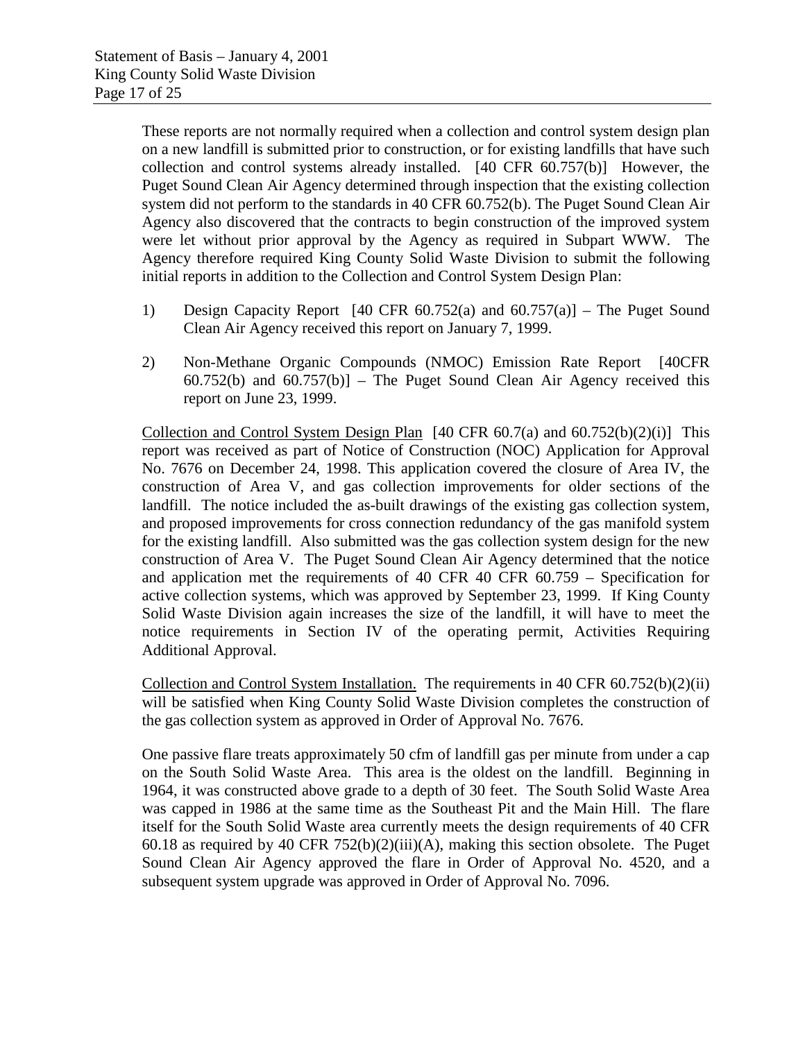These reports are not normally required when a collection and control system design plan on a new landfill is submitted prior to construction, or for existing landfills that have such collection and control systems already installed. [40 CFR 60.757(b)] However, the Puget Sound Clean Air Agency determined through inspection that the existing collection system did not perform to the standards in 40 CFR 60.752(b). The Puget Sound Clean Air Agency also discovered that the contracts to begin construction of the improved system were let without prior approval by the Agency as required in Subpart WWW. The Agency therefore required King County Solid Waste Division to submit the following initial reports in addition to the Collection and Control System Design Plan:

1) Design Capacity Report [40 CFR 60.752(a) and 60.757(a)] – The Puget Sound Clean Air Agency received this report on January 7, 1999.

2) Non-Methane Organic Compounds (NMOC) Emission Rate Report [40CFR 60.752(b) and 60.757(b)] – The Puget Sound Clean Air Agency received this report on June 23, 1999.

Collection and Control System Design Plan [40 CFR 60.7(a) and 60.752(b)(2)(i)] This report was received as part of Notice of Construction (NOC) Application for Approval No. 7676 on December 24, 1998. This application covered the closure of Area IV, the construction of Area V, and gas collection improvements for older sections of the landfill. The notice included the as-built drawings of the existing gas collection system, and proposed improvements for cross connection redundancy of the gas manifold system for the existing landfill. Also submitted was the gas collection system design for the new construction of Area V. The Puget Sound Clean Air Agency determined that the notice and application met the requirements of 40 CFR 40 CFR 60.759 – Specification for active collection systems, which was approved by September 23, 1999. If King County Solid Waste Division again increases the size of the landfill, it will have to meet the notice requirements in Section IV of the operating permit, Activities Requiring Additional Approval.

Collection and Control System Installation. The requirements in 40 CFR 60.752(b)(2)(ii) will be satisfied when King County Solid Waste Division completes the construction of the gas collection system as approved in Order of Approval No. 7676.

One passive flare treats approximately 50 cfm of landfill gas per minute from under a cap on the South Solid Waste Area. This area is the oldest on the landfill. Beginning in 1964, it was constructed above grade to a depth of 30 feet. The South Solid Waste Area was capped in 1986 at the same time as the Southeast Pit and the Main Hill. The flare itself for the South Solid Waste area currently meets the design requirements of 40 CFR 60.18 as required by 40 CFR 752(b)(2)(iii)(A), making this section obsolete. The Puget Sound Clean Air Agency approved the flare in Order of Approval No. 4520, and a subsequent system upgrade was approved in Order of Approval No. 7096.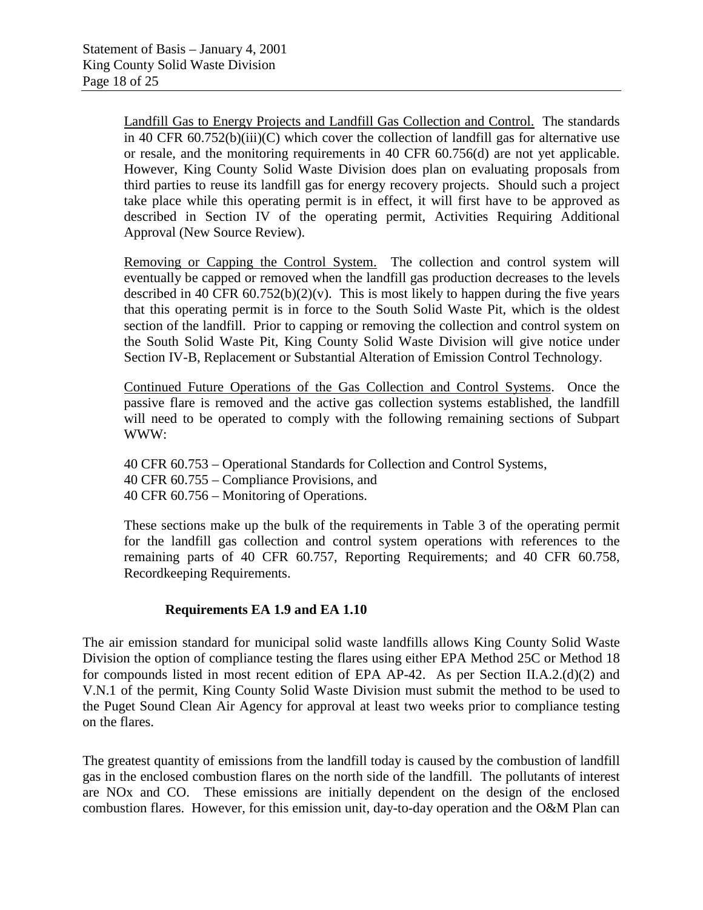Landfill Gas to Energy Projects and Landfill Gas Collection and Control. The standards in 40 CFR 60.752(b)(iii)(C) which cover the collection of landfill gas for alternative use or resale, and the monitoring requirements in 40 CFR 60.756(d) are not yet applicable. However, King County Solid Waste Division does plan on evaluating proposals from third parties to reuse its landfill gas for energy recovery projects. Should such a project take place while this operating permit is in effect, it will first have to be approved as described in Section IV of the operating permit, Activities Requiring Additional Approval (New Source Review).

Removing or Capping the Control System. The collection and control system will eventually be capped or removed when the landfill gas production decreases to the levels described in 40 CFR 60.752(b)(2)(v). This is most likely to happen during the five years that this operating permit is in force to the South Solid Waste Pit, which is the oldest section of the landfill. Prior to capping or removing the collection and control system on the South Solid Waste Pit, King County Solid Waste Division will give notice under Section IV-B, Replacement or Substantial Alteration of Emission Control Technology.

Continued Future Operations of the Gas Collection and Control Systems. Once the passive flare is removed and the active gas collection systems established, the landfill will need to be operated to comply with the following remaining sections of Subpart WWW:

40 CFR 60.753 – Operational Standards for Collection and Control Systems,
40 CFR 60.755 – Compliance Provisions, and
40 CFR 60.756 – Monitoring of Operations.

These sections make up the bulk of the requirements in Table 3 of the operating permit for the landfill gas collection and control system operations with references to the remaining parts of 40 CFR 60.757, Reporting Requirements; and 40 CFR 60.758, Recordkeeping Requirements.

**Requirements EA 1.9 and EA 1.10**

The air emission standard for municipal solid waste landfills allows King County Solid Waste Division the option of compliance testing the flares using either EPA Method 25C or Method 18 for compounds listed in most recent edition of EPA AP-42. As per Section II.A.2.(d)(2) and V.N.1 of the permit, King County Solid Waste Division must submit the method to be used to the Puget Sound Clean Air Agency for approval at least two weeks prior to compliance testing on the flares.

The greatest quantity of emissions from the landfill today is caused by the combustion of landfill gas in the enclosed combustion flares on the north side of the landfill. The pollutants of interest are NOx and CO. These emissions are initially dependent on the design of the enclosed combustion flares. However, for this emission unit, day-to-day operation and the O&M Plan can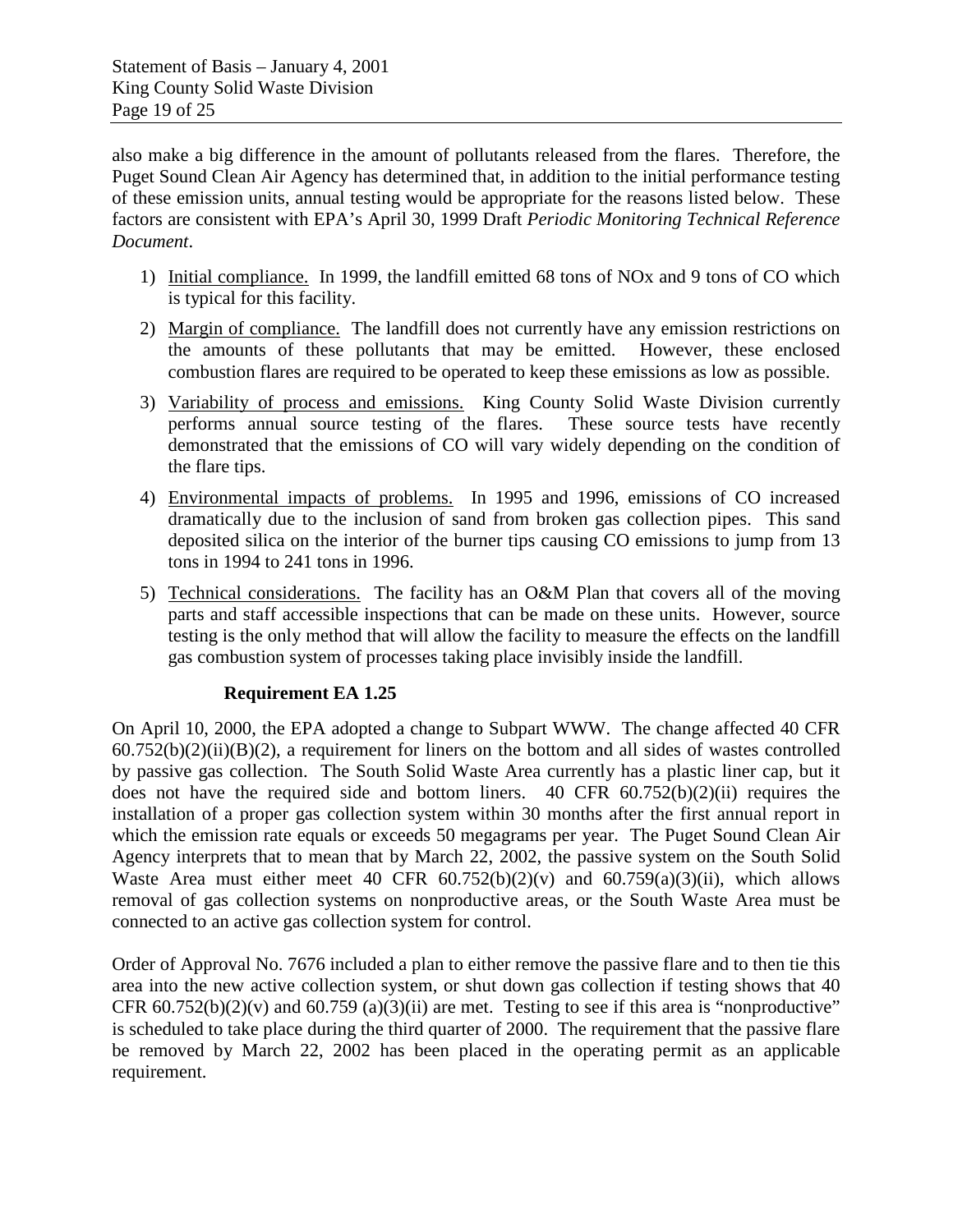also make a big difference in the amount of pollutants released from the flares. Therefore, the Puget Sound Clean Air Agency has determined that, in addition to the initial performance testing of these emission units, annual testing would be appropriate for the reasons listed below. These factors are consistent with EPA's April 30, 1999 Draft *Periodic Monitoring Technical Reference Document*.

1) Initial compliance. In 1999, the landfill emitted 68 tons of NOx and 9 tons of CO which is typical for this facility.
2) Margin of compliance. The landfill does not currently have any emission restrictions on the amounts of these pollutants that may be emitted. However, these enclosed combustion flares are required to be operated to keep these emissions as low as possible.
3) Variability of process and emissions. King County Solid Waste Division currently performs annual source testing of the flares. These source tests have recently demonstrated that the emissions of CO will vary widely depending on the condition of the flare tips.
4) Environmental impacts of problems. In 1995 and 1996, emissions of CO increased dramatically due to the inclusion of sand from broken gas collection pipes. This sand deposited silica on the interior of the burner tips causing CO emissions to jump from 13 tons in 1994 to 241 tons in 1996.
5) Technical considerations. The facility has an O&M Plan that covers all of the moving parts and staff accessible inspections that can be made on these units. However, source testing is the only method that will allow the facility to measure the effects on the landfill gas combustion system of processes taking place invisibly inside the landfill.

**Requirement EA 1.25**

On April 10, 2000, the EPA adopted a change to Subpart WWW. The change affected 40 CFR 60.752(b)(2)(ii)(B)(2), a requirement for liners on the bottom and all sides of wastes controlled by passive gas collection. The South Solid Waste Area currently has a plastic liner cap, but it does not have the required side and bottom liners. 40 CFR 60.752(b)(2)(ii) requires the installation of a proper gas collection system within 30 months after the first annual report in which the emission rate equals or exceeds 50 megagrams per year. The Puget Sound Clean Air Agency interprets that to mean that by March 22, 2002, the passive system on the South Solid Waste Area must either meet 40 CFR 60.752(b)(2)(v) and 60.759(a)(3)(ii), which allows removal of gas collection systems on nonproductive areas, or the South Waste Area must be connected to an active gas collection system for control.

Order of Approval No. 7676 included a plan to either remove the passive flare and to then tie this area into the new active collection system, or shut down gas collection if testing shows that 40 CFR 60.752(b)(2)(v) and 60.759 (a)(3)(ii) are met. Testing to see if this area is "nonproductive" is scheduled to take place during the third quarter of 2000. The requirement that the passive flare be removed by March 22, 2002 has been placed in the operating permit as an applicable requirement.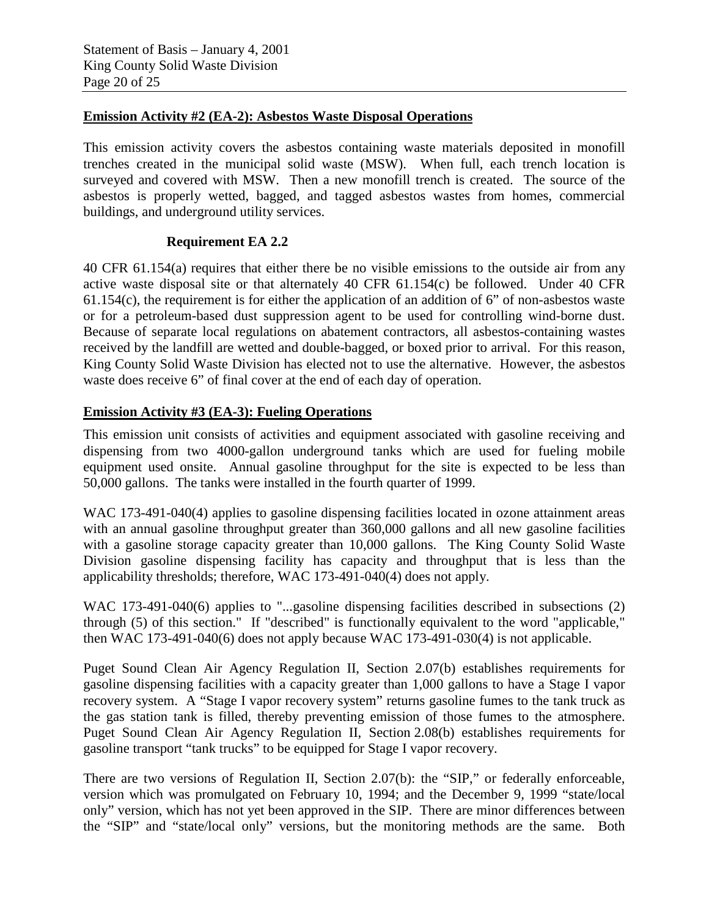## Emission Activity #2 (EA-2): Asbestos Waste Disposal Operations

This emission activity covers the asbestos containing waste materials deposited in monofill trenches created in the municipal solid waste (MSW). When full, each trench location is surveyed and covered with MSW. Then a new monofill trench is created. The source of the asbestos is properly wetted, bagged, and tagged asbestos wastes from homes, commercial buildings, and underground utility services.

### Requirement EA 2.2

40 CFR 61.154(a) requires that either there be no visible emissions to the outside air from any active waste disposal site or that alternately 40 CFR 61.154(c) be followed. Under 40 CFR 61.154(c), the requirement is for either the application of an addition of 6" of non-asbestos waste or for a petroleum-based dust suppression agent to be used for controlling wind-borne dust. Because of separate local regulations on abatement contractors, all asbestos-containing wastes received by the landfill are wetted and double-bagged, or boxed prior to arrival. For this reason, King County Solid Waste Division has elected not to use the alternative. However, the asbestos waste does receive 6" of final cover at the end of each day of operation.

## Emission Activity #3 (EA-3): Fueling Operations

This emission unit consists of activities and equipment associated with gasoline receiving and dispensing from two 4000-gallon underground tanks which are used for fueling mobile equipment used onsite. Annual gasoline throughput for the site is expected to be less than 50,000 gallons. The tanks were installed in the fourth quarter of 1999.

WAC 173-491-040(4) applies to gasoline dispensing facilities located in ozone attainment areas with an annual gasoline throughput greater than 360,000 gallons and all new gasoline facilities with a gasoline storage capacity greater than 10,000 gallons. The King County Solid Waste Division gasoline dispensing facility has capacity and throughput that is less than the applicability thresholds; therefore, WAC 173-491-040(4) does not apply.

WAC 173-491-040(6) applies to "...gasoline dispensing facilities described in subsections (2) through (5) of this section." If "described" is functionally equivalent to the word "applicable," then WAC 173-491-040(6) does not apply because WAC 173-491-030(4) is not applicable.

Puget Sound Clean Air Agency Regulation II, Section 2.07(b) establishes requirements for gasoline dispensing facilities with a capacity greater than 1,000 gallons to have a Stage I vapor recovery system. A "Stage I vapor recovery system" returns gasoline fumes to the tank truck as the gas station tank is filled, thereby preventing emission of those fumes to the atmosphere. Puget Sound Clean Air Agency Regulation II, Section 2.08(b) establishes requirements for gasoline transport "tank trucks" to be equipped for Stage I vapor recovery.

There are two versions of Regulation II, Section 2.07(b): the "SIP," or federally enforceable, version which was promulgated on February 10, 1994; and the December 9, 1999 "state/local only" version, which has not yet been approved in the SIP. There are minor differences between the "SIP" and "state/local only" versions, but the monitoring methods are the same. Both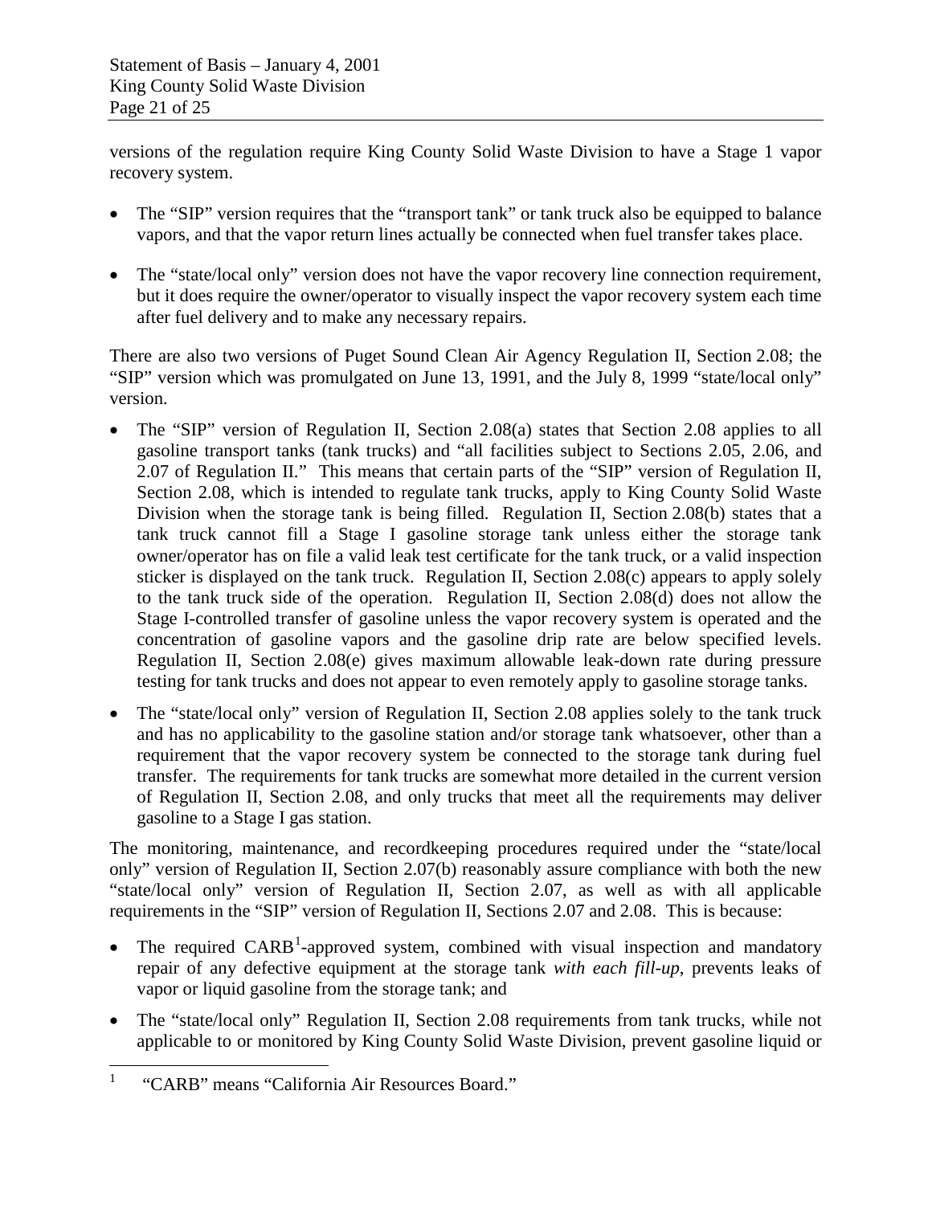versions of the regulation require King County Solid Waste Division to have a Stage 1 vapor recovery system.

- The "SIP" version requires that the "transport tank" or tank truck also be equipped to balance vapors, and that the vapor return lines actually be connected when fuel transfer takes place.
- The "state/local only" version does not have the vapor recovery line connection requirement, but it does require the owner/operator to visually inspect the vapor recovery system each time after fuel delivery and to make any necessary repairs.

There are also two versions of Puget Sound Clean Air Agency Regulation II, Section 2.08; the "SIP" version which was promulgated on June 13, 1991, and the July 8, 1999 "state/local only" version.

- The "SIP" version of Regulation II, Section 2.08(a) states that Section 2.08 applies to all gasoline transport tanks (tank trucks) and "all facilities subject to Sections 2.05, 2.06, and 2.07 of Regulation II." This means that certain parts of the "SIP" version of Regulation II, Section 2.08, which is intended to regulate tank trucks, apply to King County Solid Waste Division when the storage tank is being filled. Regulation II, Section 2.08(b) states that a tank truck cannot fill a Stage I gasoline storage tank unless either the storage tank owner/operator has on file a valid leak test certificate for the tank truck, or a valid inspection sticker is displayed on the tank truck. Regulation II, Section 2.08(c) appears to apply solely to the tank truck side of the operation. Regulation II, Section 2.08(d) does not allow the Stage I-controlled transfer of gasoline unless the vapor recovery system is operated and the concentration of gasoline vapors and the gasoline drip rate are below specified levels. Regulation II, Section 2.08(e) gives maximum allowable leak-down rate during pressure testing for tank trucks and does not appear to even remotely apply to gasoline storage tanks.
- The "state/local only" version of Regulation II, Section 2.08 applies solely to the tank truck and has no applicability to the gasoline station and/or storage tank whatsoever, other than a requirement that the vapor recovery system be connected to the storage tank during fuel transfer. The requirements for tank trucks are somewhat more detailed in the current version of Regulation II, Section 2.08, and only trucks that meet all the requirements may deliver gasoline to a Stage I gas station.

The monitoring, maintenance, and recordkeeping procedures required under the "state/local only" version of Regulation II, Section 2.07(b) reasonably assure compliance with both the new "state/local only" version of Regulation II, Section 2.07, as well as with all applicable requirements in the "SIP" version of Regulation II, Sections 2.07 and 2.08. This is because:

- The required CARB[1]-approved system, combined with visual inspection and mandatory repair of any defective equipment at the storage tank *with each fill-up*, prevents leaks of vapor or liquid gasoline from the storage tank; and
- The "state/local only" Regulation II, Section 2.08 requirements from tank trucks, while not applicable to or monitored by King County Solid Waste Division, prevent gasoline liquid or

[1] "CARB" means "California Air Resources Board."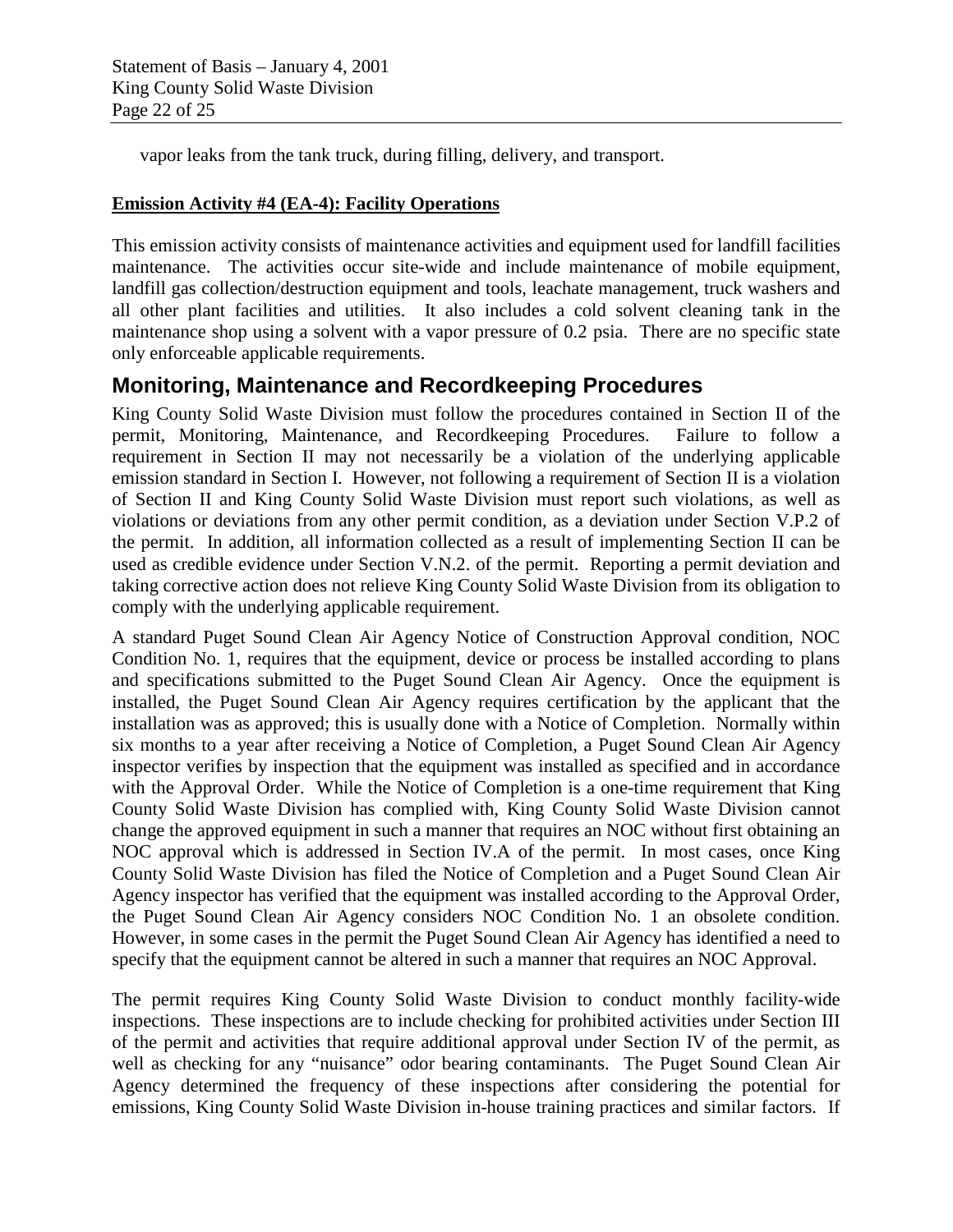vapor leaks from the tank truck, during filling, delivery, and transport.

**Emission Activity #4 (EA-4): Facility Operations**

This emission activity consists of maintenance activities and equipment used for landfill facilities maintenance. The activities occur site-wide and include maintenance of mobile equipment, landfill gas collection/destruction equipment and tools, leachate management, truck washers and all other plant facilities and utilities. It also includes a cold solvent cleaning tank in the maintenance shop using a solvent with a vapor pressure of 0.2 psia. There are no specific state only enforceable applicable requirements.

## Monitoring, Maintenance and Recordkeeping Procedures

King County Solid Waste Division must follow the procedures contained in Section II of the permit, Monitoring, Maintenance, and Recordkeeping Procedures. Failure to follow a requirement in Section II may not necessarily be a violation of the underlying applicable emission standard in Section I. However, not following a requirement of Section II is a violation of Section II and King County Solid Waste Division must report such violations, as well as violations or deviations from any other permit condition, as a deviation under Section V.P.2 of the permit. In addition, all information collected as a result of implementing Section II can be used as credible evidence under Section V.N.2. of the permit. Reporting a permit deviation and taking corrective action does not relieve King County Solid Waste Division from its obligation to comply with the underlying applicable requirement.

A standard Puget Sound Clean Air Agency Notice of Construction Approval condition, NOC Condition No. 1, requires that the equipment, device or process be installed according to plans and specifications submitted to the Puget Sound Clean Air Agency. Once the equipment is installed, the Puget Sound Clean Air Agency requires certification by the applicant that the installation was as approved; this is usually done with a Notice of Completion. Normally within six months to a year after receiving a Notice of Completion, a Puget Sound Clean Air Agency inspector verifies by inspection that the equipment was installed as specified and in accordance with the Approval Order. While the Notice of Completion is a one-time requirement that King County Solid Waste Division has complied with, King County Solid Waste Division cannot change the approved equipment in such a manner that requires an NOC without first obtaining an NOC approval which is addressed in Section IV.A of the permit. In most cases, once King County Solid Waste Division has filed the Notice of Completion and a Puget Sound Clean Air Agency inspector has verified that the equipment was installed according to the Approval Order, the Puget Sound Clean Air Agency considers NOC Condition No. 1 an obsolete condition. However, in some cases in the permit the Puget Sound Clean Air Agency has identified a need to specify that the equipment cannot be altered in such a manner that requires an NOC Approval.

The permit requires King County Solid Waste Division to conduct monthly facility-wide inspections. These inspections are to include checking for prohibited activities under Section III of the permit and activities that require additional approval under Section IV of the permit, as well as checking for any "nuisance" odor bearing contaminants. The Puget Sound Clean Air Agency determined the frequency of these inspections after considering the potential for emissions, King County Solid Waste Division in-house training practices and similar factors. If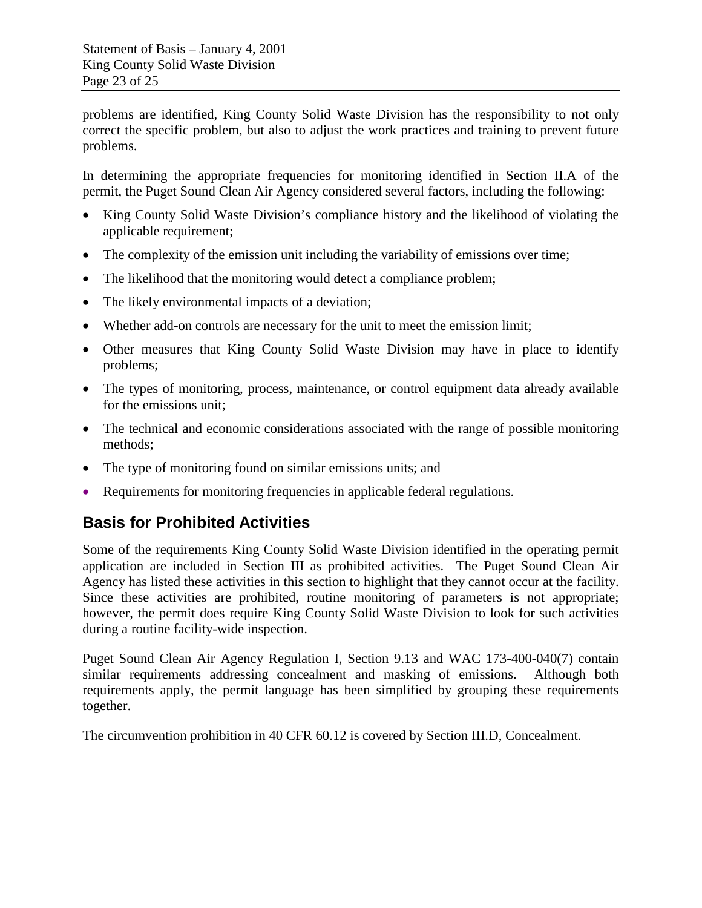problems are identified, King County Solid Waste Division has the responsibility to not only correct the specific problem, but also to adjust the work practices and training to prevent future problems.

In determining the appropriate frequencies for monitoring identified in Section II.A of the permit, the Puget Sound Clean Air Agency considered several factors, including the following:

- King County Solid Waste Division's compliance history and the likelihood of violating the applicable requirement;
- The complexity of the emission unit including the variability of emissions over time;
- The likelihood that the monitoring would detect a compliance problem;
- The likely environmental impacts of a deviation;
- Whether add-on controls are necessary for the unit to meet the emission limit;
- Other measures that King County Solid Waste Division may have in place to identify problems;
- The types of monitoring, process, maintenance, or control equipment data already available for the emissions unit;
- The technical and economic considerations associated with the range of possible monitoring methods;
- The type of monitoring found on similar emissions units; and
- Requirements for monitoring frequencies in applicable federal regulations.

## Basis for Prohibited Activities

Some of the requirements King County Solid Waste Division identified in the operating permit application are included in Section III as prohibited activities. The Puget Sound Clean Air Agency has listed these activities in this section to highlight that they cannot occur at the facility. Since these activities are prohibited, routine monitoring of parameters is not appropriate; however, the permit does require King County Solid Waste Division to look for such activities during a routine facility-wide inspection.

Puget Sound Clean Air Agency Regulation I, Section 9.13 and WAC 173-400-040(7) contain similar requirements addressing concealment and masking of emissions. Although both requirements apply, the permit language has been simplified by grouping these requirements together.

The circumvention prohibition in 40 CFR 60.12 is covered by Section III.D, Concealment.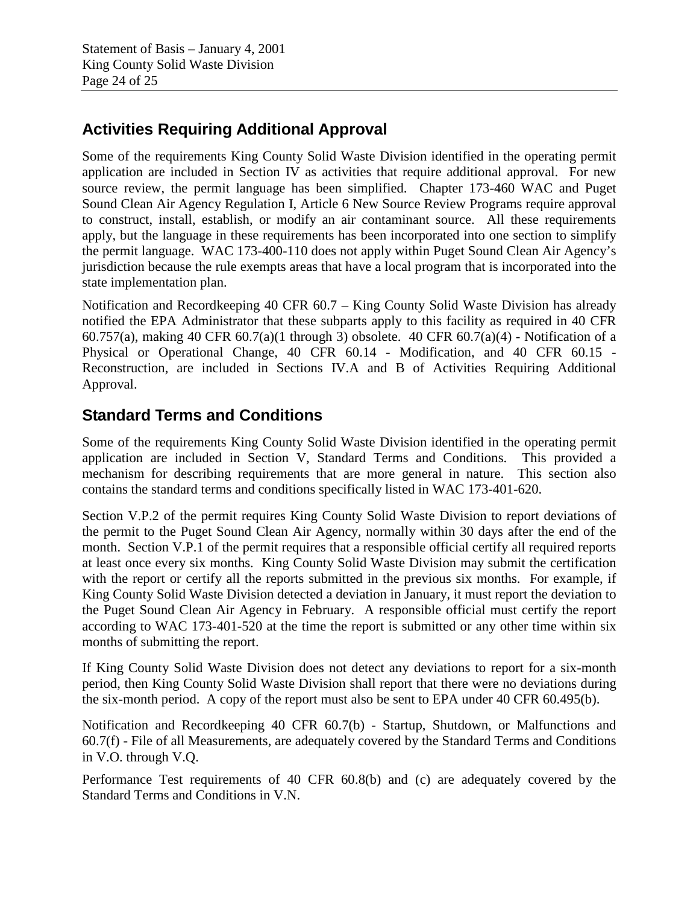## Activities Requiring Additional Approval

Some of the requirements King County Solid Waste Division identified in the operating permit application are included in Section IV as activities that require additional approval. For new source review, the permit language has been simplified. Chapter 173-460 WAC and Puget Sound Clean Air Agency Regulation I, Article 6 New Source Review Programs require approval to construct, install, establish, or modify an air contaminant source. All these requirements apply, but the language in these requirements has been incorporated into one section to simplify the permit language. WAC 173-400-110 does not apply within Puget Sound Clean Air Agency's jurisdiction because the rule exempts areas that have a local program that is incorporated into the state implementation plan.

Notification and Recordkeeping 40 CFR 60.7 – King County Solid Waste Division has already notified the EPA Administrator that these subparts apply to this facility as required in 40 CFR 60.757(a), making 40 CFR 60.7(a)(1 through 3) obsolete. 40 CFR 60.7(a)(4) - Notification of a Physical or Operational Change, 40 CFR 60.14 - Modification, and 40 CFR 60.15 - Reconstruction, are included in Sections IV.A and B of Activities Requiring Additional Approval.

## Standard Terms and Conditions

Some of the requirements King County Solid Waste Division identified in the operating permit application are included in Section V, Standard Terms and Conditions. This provided a mechanism for describing requirements that are more general in nature. This section also contains the standard terms and conditions specifically listed in WAC 173-401-620.

Section V.P.2 of the permit requires King County Solid Waste Division to report deviations of the permit to the Puget Sound Clean Air Agency, normally within 30 days after the end of the month. Section V.P.1 of the permit requires that a responsible official certify all required reports at least once every six months. King County Solid Waste Division may submit the certification with the report or certify all the reports submitted in the previous six months. For example, if King County Solid Waste Division detected a deviation in January, it must report the deviation to the Puget Sound Clean Air Agency in February. A responsible official must certify the report according to WAC 173-401-520 at the time the report is submitted or any other time within six months of submitting the report.

If King County Solid Waste Division does not detect any deviations to report for a six-month period, then King County Solid Waste Division shall report that there were no deviations during the six-month period. A copy of the report must also be sent to EPA under 40 CFR 60.495(b).

Notification and Recordkeeping 40 CFR 60.7(b) - Startup, Shutdown, or Malfunctions and 60.7(f) - File of all Measurements, are adequately covered by the Standard Terms and Conditions in V.O. through V.Q.

Performance Test requirements of 40 CFR 60.8(b) and (c) are adequately covered by the Standard Terms and Conditions in V.N.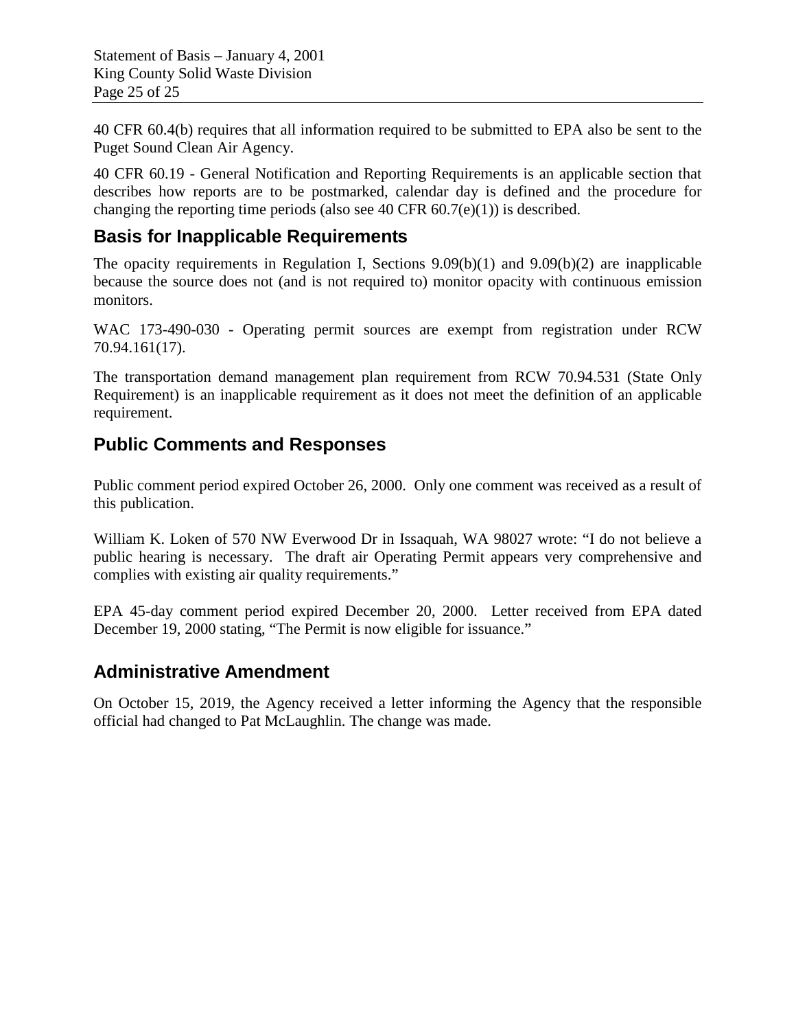40 CFR 60.4(b) requires that all information required to be submitted to EPA also be sent to the Puget Sound Clean Air Agency.

40 CFR 60.19 - General Notification and Reporting Requirements is an applicable section that describes how reports are to be postmarked, calendar day is defined and the procedure for changing the reporting time periods (also see 40 CFR 60.7(e)(1)) is described.

## Basis for Inapplicable Requirements

The opacity requirements in Regulation I, Sections 9.09(b)(1) and 9.09(b)(2) are inapplicable because the source does not (and is not required to) monitor opacity with continuous emission monitors.

WAC 173-490-030 - Operating permit sources are exempt from registration under RCW 70.94.161(17).

The transportation demand management plan requirement from RCW 70.94.531 (State Only Requirement) is an inapplicable requirement as it does not meet the definition of an applicable requirement.

## Public Comments and Responses

Public comment period expired October 26, 2000. Only one comment was received as a result of this publication.

William K. Loken of 570 NW Everwood Dr in Issaquah, WA 98027 wrote: “I do not believe a public hearing is necessary. The draft air Operating Permit appears very comprehensive and complies with existing air quality requirements.”

EPA 45-day comment period expired December 20, 2000. Letter received from EPA dated December 19, 2000 stating, “The Permit is now eligible for issuance.”

## Administrative Amendment

On October 15, 2019, the Agency received a letter informing the Agency that the responsible official had changed to Pat McLaughlin. The change was made.